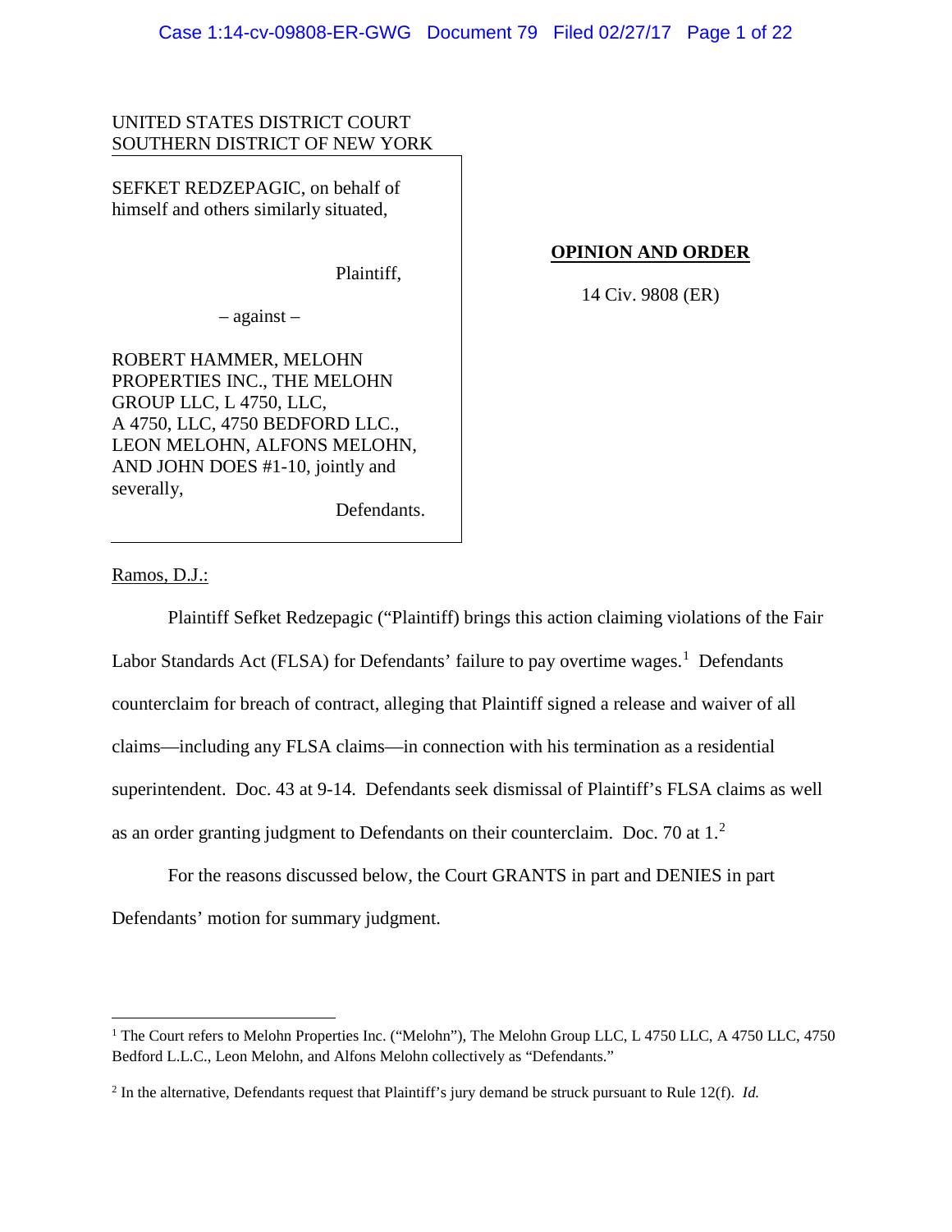UNITED STATES DISTRICT COURT
SOUTHERN DISTRICT OF NEW YORK

SEFKET REDZEPAGIC, on behalf of himself and others similarly situated,

Plaintiff,

– against –

ROBERT HAMMER, MELOHN PROPERTIES INC., THE MELOHN GROUP LLC, L 4750, LLC, A 4750, LLC, 4750 BEDFORD LLC., LEON MELOHN, ALFONS MELOHN, AND JOHN DOES #1-10, jointly and severally,

Defendants.

**OPINION AND ORDER**

14 Civ. 9808 (ER)

Ramos, D.J.:

Plaintiff Sefket Redzepagic ("Plaintiff) brings this action claiming violations of the Fair Labor Standards Act (FLSA) for Defendants' failure to pay overtime wages.[1] Defendants counterclaim for breach of contract, alleging that Plaintiff signed a release and waiver of all claims—including any FLSA claims—in connection with his termination as a residential superintendent. Doc. 43 at 9-14. Defendants seek dismissal of Plaintiff's FLSA claims as well as an order granting judgment to Defendants on their counterclaim. Doc. 70 at 1.[2]

For the reasons discussed below, the Court GRANTS in part and DENIES in part Defendants' motion for summary judgment.

[1] The Court refers to Melohn Properties Inc. ("Melohn"), The Melohn Group LLC, L 4750 LLC, A 4750 LLC, 4750 Bedford L.L.C., Leon Melohn, and Alfons Melohn collectively as "Defendants."

[2] In the alternative, Defendants request that Plaintiff's jury demand be struck pursuant to Rule 12(f). *Id.*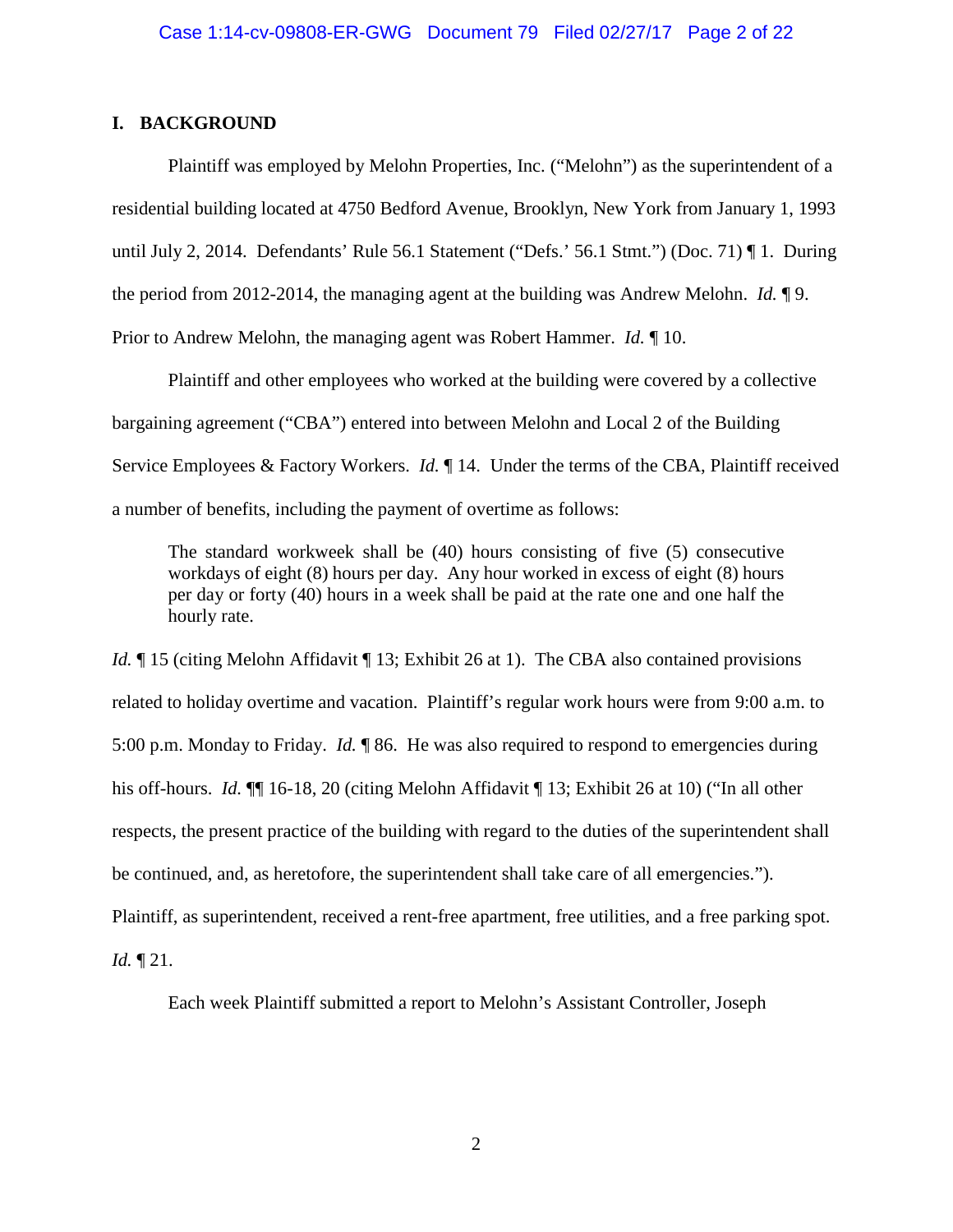## I. BACKGROUND

Plaintiff was employed by Melohn Properties, Inc. ("Melohn") as the superintendent of a residential building located at 4750 Bedford Avenue, Brooklyn, New York from January 1, 1993 until July 2, 2014. Defendants' Rule 56.1 Statement ("Defs.' 56.1 Stmt.") (Doc. 71) ¶ 1. During the period from 2012-2014, the managing agent at the building was Andrew Melohn. *Id.* ¶ 9. Prior to Andrew Melohn, the managing agent was Robert Hammer. *Id.* ¶ 10.

Plaintiff and other employees who worked at the building were covered by a collective bargaining agreement ("CBA") entered into between Melohn and Local 2 of the Building Service Employees & Factory Workers. *Id.* ¶ 14. Under the terms of the CBA, Plaintiff received a number of benefits, including the payment of overtime as follows:

> The standard workweek shall be (40) hours consisting of five (5) consecutive workdays of eight (8) hours per day. Any hour worked in excess of eight (8) hours per day or forty (40) hours in a week shall be paid at the rate one and one half the hourly rate.

*Id.* ¶ 15 (citing Melohn Affidavit ¶ 13; Exhibit 26 at 1). The CBA also contained provisions related to holiday overtime and vacation. Plaintiff's regular work hours were from 9:00 a.m. to 5:00 p.m. Monday to Friday. *Id.* ¶ 86. He was also required to respond to emergencies during his off-hours. *Id.* ¶¶ 16-18, 20 (citing Melohn Affidavit ¶ 13; Exhibit 26 at 10) ("In all other respects, the present practice of the building with regard to the duties of the superintendent shall be continued, and, as heretofore, the superintendent shall take care of all emergencies."). Plaintiff, as superintendent, received a rent-free apartment, free utilities, and a free parking spot. *Id.* ¶ 21.

Each week Plaintiff submitted a report to Melohn's Assistant Controller, Joseph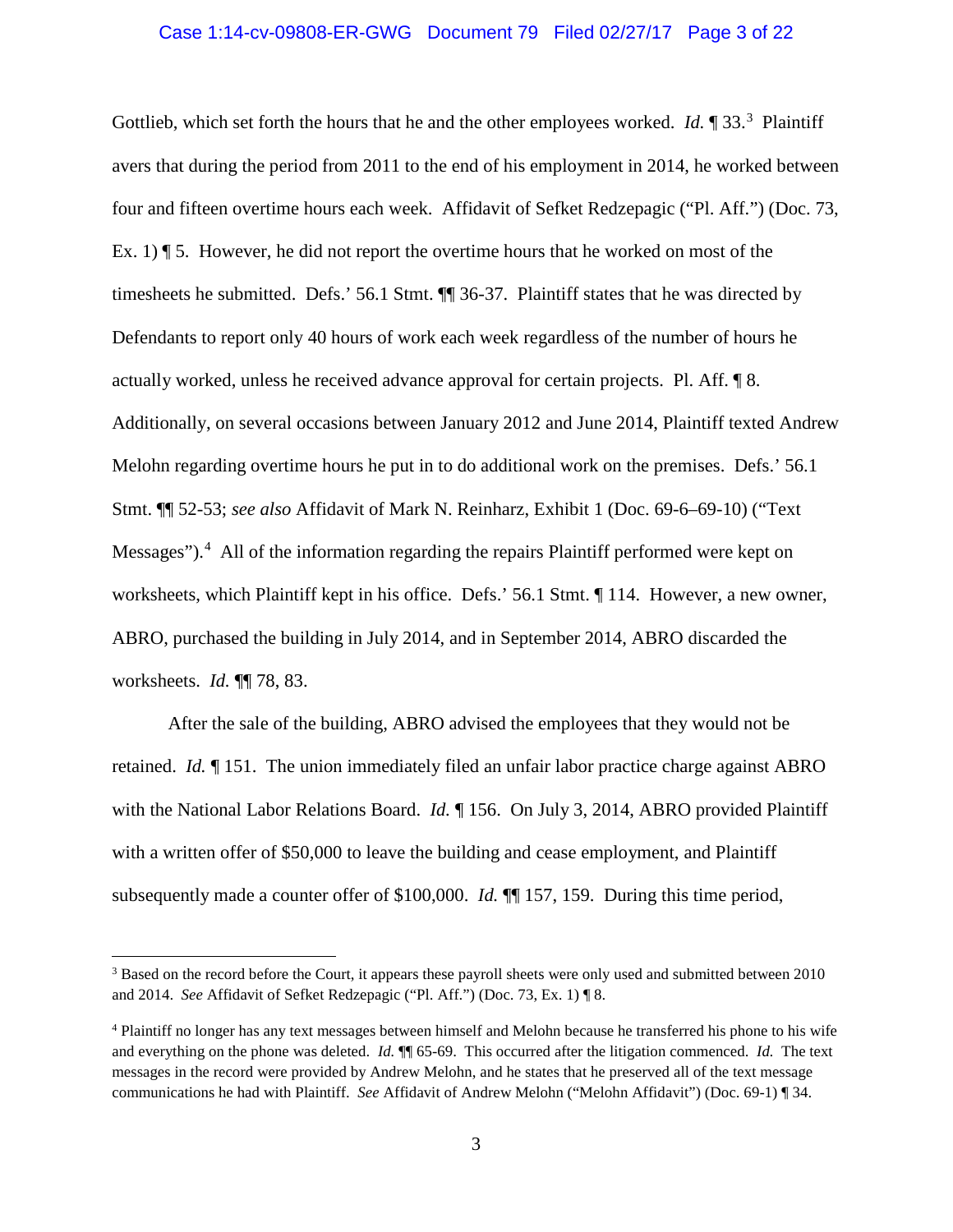Gottlieb, which set forth the hours that he and the other employees worked. *Id.* ¶ 33.[3] Plaintiff avers that during the period from 2011 to the end of his employment in 2014, he worked between four and fifteen overtime hours each week. Affidavit of Sefket Redzepagic ("Pl. Aff.") (Doc. 73, Ex. 1) ¶ 5. However, he did not report the overtime hours that he worked on most of the timesheets he submitted. Defs.' 56.1 Stmt. ¶¶ 36-37. Plaintiff states that he was directed by Defendants to report only 40 hours of work each week regardless of the number of hours he actually worked, unless he received advance approval for certain projects. Pl. Aff. ¶ 8. Additionally, on several occasions between January 2012 and June 2014, Plaintiff texted Andrew Melohn regarding overtime hours he put in to do additional work on the premises. Defs.' 56.1 Stmt. ¶¶ 52-53; *see also* Affidavit of Mark N. Reinharz, Exhibit 1 (Doc. 69-6–69-10) ("Text Messages").[4] All of the information regarding the repairs Plaintiff performed were kept on worksheets, which Plaintiff kept in his office. Defs.' 56.1 Stmt. ¶ 114. However, a new owner, ABRO, purchased the building in July 2014, and in September 2014, ABRO discarded the worksheets. *Id.* ¶¶ 78, 83.

After the sale of the building, ABRO advised the employees that they would not be retained. *Id.* ¶ 151. The union immediately filed an unfair labor practice charge against ABRO with the National Labor Relations Board. *Id.* ¶ 156. On July 3, 2014, ABRO provided Plaintiff with a written offer of $50,000 to leave the building and cease employment, and Plaintiff subsequently made a counter offer of $100,000. *Id.* ¶¶ 157, 159. During this time period,

[3] Based on the record before the Court, it appears these payroll sheets were only used and submitted between 2010 and 2014. *See* Affidavit of Sefket Redzepagic ("Pl. Aff.") (Doc. 73, Ex. 1) ¶ 8.

[4] Plaintiff no longer has any text messages between himself and Melohn because he transferred his phone to his wife and everything on the phone was deleted. *Id.* ¶¶ 65-69. This occurred after the litigation commenced. *Id.* The text messages in the record were provided by Andrew Melohn, and he states that he preserved all of the text message communications he had with Plaintiff. *See* Affidavit of Andrew Melohn ("Melohn Affidavit") (Doc. 69-1) ¶ 34.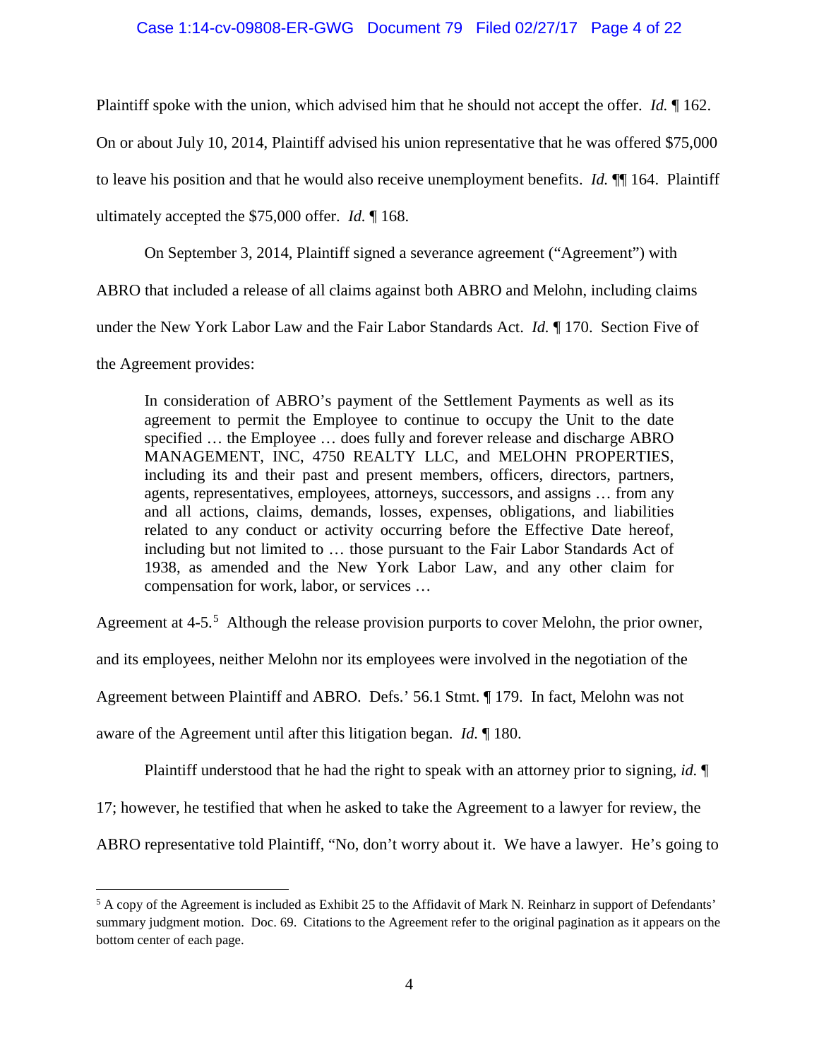Plaintiff spoke with the union, which advised him that he should not accept the offer. *Id.* ¶ 162. On or about July 10, 2014, Plaintiff advised his union representative that he was offered $75,000 to leave his position and that he would also receive unemployment benefits. *Id.* ¶¶ 164. Plaintiff ultimately accepted the $75,000 offer. *Id.* ¶ 168.

On September 3, 2014, Plaintiff signed a severance agreement ("Agreement") with ABRO that included a release of all claims against both ABRO and Melohn, including claims under the New York Labor Law and the Fair Labor Standards Act. *Id.* ¶ 170. Section Five of the Agreement provides:

> In consideration of ABRO's payment of the Settlement Payments as well as its agreement to permit the Employee to continue to occupy the Unit to the date specified … the Employee … does fully and forever release and discharge ABRO MANAGEMENT, INC, 4750 REALTY LLC, and MELOHN PROPERTIES, including its and their past and present members, officers, directors, partners, agents, representatives, employees, attorneys, successors, and assigns … from any and all actions, claims, demands, losses, expenses, obligations, and liabilities related to any conduct or activity occurring before the Effective Date hereof, including but not limited to … those pursuant to the Fair Labor Standards Act of 1938, as amended and the New York Labor Law, and any other claim for compensation for work, labor, or services …

Agreement at 4-5.[5] Although the release provision purports to cover Melohn, the prior owner, and its employees, neither Melohn nor its employees were involved in the negotiation of the Agreement between Plaintiff and ABRO. Defs.' 56.1 Stmt. ¶ 179. In fact, Melohn was not aware of the Agreement until after this litigation began. *Id.* ¶ 180.

Plaintiff understood that he had the right to speak with an attorney prior to signing, *id.* ¶ 17; however, he testified that when he asked to take the Agreement to a lawyer for review, the ABRO representative told Plaintiff, "No, don't worry about it. We have a lawyer. He's going to

---

[5] A copy of the Agreement is included as Exhibit 25 to the Affidavit of Mark N. Reinharz in support of Defendants' summary judgment motion. Doc. 69. Citations to the Agreement refer to the original pagination as it appears on the bottom center of each page.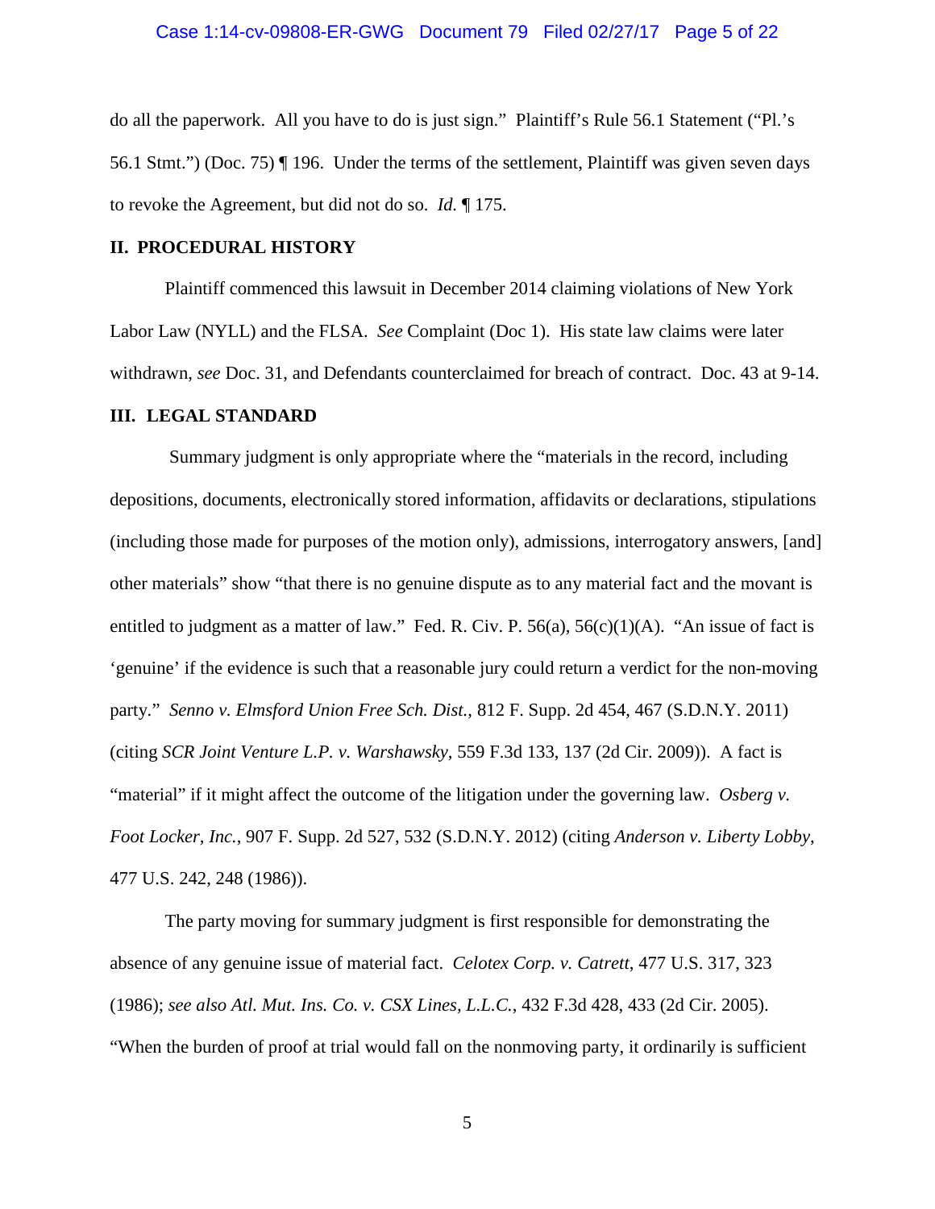do all the paperwork. All you have to do is just sign." Plaintiff's Rule 56.1 Statement ("Pl.'s 56.1 Stmt.") (Doc. 75) ¶ 196. Under the terms of the settlement, Plaintiff was given seven days to revoke the Agreement, but did not do so. *Id.* ¶ 175.

## II. PROCEDURAL HISTORY

Plaintiff commenced this lawsuit in December 2014 claiming violations of New York Labor Law (NYLL) and the FLSA. *See* Complaint (Doc 1). His state law claims were later withdrawn, *see* Doc. 31, and Defendants counterclaimed for breach of contract. Doc. 43 at 9-14.

## III. LEGAL STANDARD

Summary judgment is only appropriate where the "materials in the record, including depositions, documents, electronically stored information, affidavits or declarations, stipulations (including those made for purposes of the motion only), admissions, interrogatory answers, [and] other materials" show "that there is no genuine dispute as to any material fact and the movant is entitled to judgment as a matter of law." Fed. R. Civ. P. 56(a), 56(c)(1)(A). "An issue of fact is 'genuine' if the evidence is such that a reasonable jury could return a verdict for the non-moving party." *Senno v. Elmsford Union Free Sch. Dist.*, 812 F. Supp. 2d 454, 467 (S.D.N.Y. 2011) (citing *SCR Joint Venture L.P. v. Warshawsky*, 559 F.3d 133, 137 (2d Cir. 2009)). A fact is "material" if it might affect the outcome of the litigation under the governing law. *Osberg v. Foot Locker, Inc.*, 907 F. Supp. 2d 527, 532 (S.D.N.Y. 2012) (citing *Anderson v. Liberty Lobby*, 477 U.S. 242, 248 (1986)).

The party moving for summary judgment is first responsible for demonstrating the absence of any genuine issue of material fact. *Celotex Corp. v. Catrett*, 477 U.S. 317, 323 (1986); *see also Atl. Mut. Ins. Co. v. CSX Lines, L.L.C.*, 432 F.3d 428, 433 (2d Cir. 2005). "When the burden of proof at trial would fall on the nonmoving party, it ordinarily is sufficient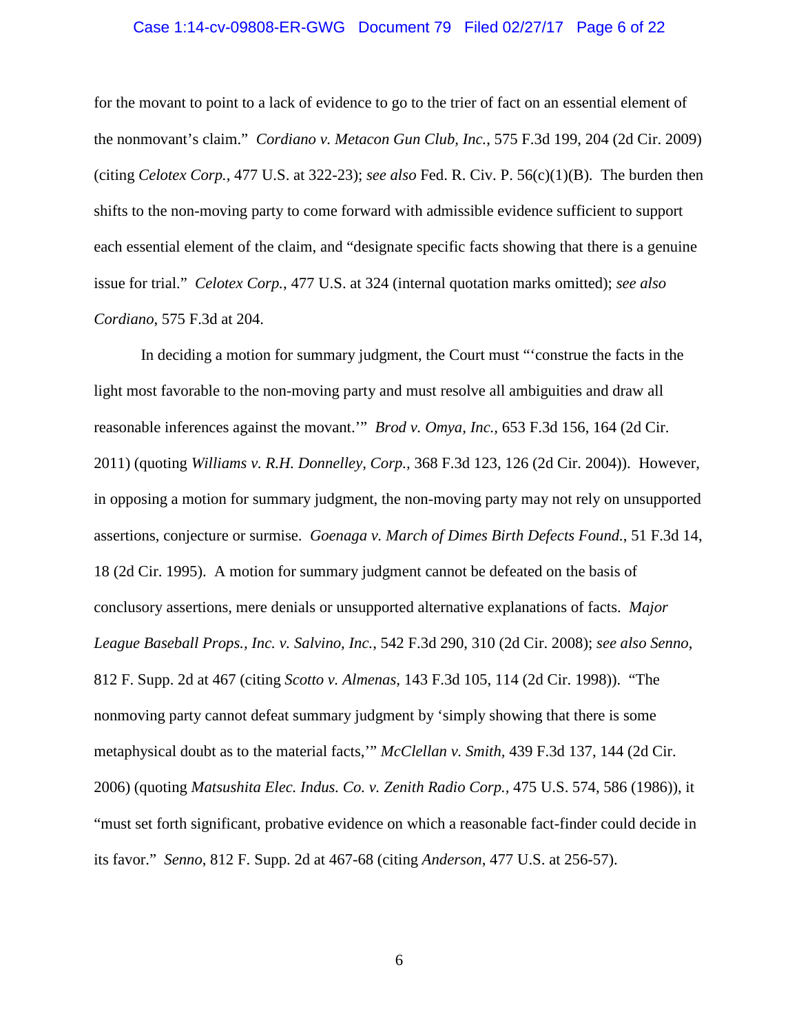for the movant to point to a lack of evidence to go to the trier of fact on an essential element of the nonmovant's claim." *Cordiano v. Metacon Gun Club, Inc.*, 575 F.3d 199, 204 (2d Cir. 2009) (citing *Celotex Corp.*, 477 U.S. at 322-23); *see also* Fed. R. Civ. P. 56(c)(1)(B). The burden then shifts to the non-moving party to come forward with admissible evidence sufficient to support each essential element of the claim, and "designate specific facts showing that there is a genuine issue for trial." *Celotex Corp.*, 477 U.S. at 324 (internal quotation marks omitted); *see also Cordiano*, 575 F.3d at 204.

In deciding a motion for summary judgment, the Court must "'construe the facts in the light most favorable to the non-moving party and must resolve all ambiguities and draw all reasonable inferences against the movant.'" *Brod v. Omya, Inc.*, 653 F.3d 156, 164 (2d Cir. 2011) (quoting *Williams v. R.H. Donnelley, Corp.*, 368 F.3d 123, 126 (2d Cir. 2004)). However, in opposing a motion for summary judgment, the non-moving party may not rely on unsupported assertions, conjecture or surmise. *Goenaga v. March of Dimes Birth Defects Found.*, 51 F.3d 14, 18 (2d Cir. 1995). A motion for summary judgment cannot be defeated on the basis of conclusory assertions, mere denials or unsupported alternative explanations of facts. *Major League Baseball Props., Inc. v. Salvino, Inc.*, 542 F.3d 290, 310 (2d Cir. 2008); *see also Senno*, 812 F. Supp. 2d at 467 (citing *Scotto v. Almenas*, 143 F.3d 105, 114 (2d Cir. 1998)). "The nonmoving party cannot defeat summary judgment by 'simply showing that there is some metaphysical doubt as to the material facts,'" *McClellan v. Smith*, 439 F.3d 137, 144 (2d Cir. 2006) (quoting *Matsushita Elec. Indus. Co. v. Zenith Radio Corp.*, 475 U.S. 574, 586 (1986)), it "must set forth significant, probative evidence on which a reasonable fact-finder could decide in its favor." *Senno*, 812 F. Supp. 2d at 467-68 (citing *Anderson*, 477 U.S. at 256-57).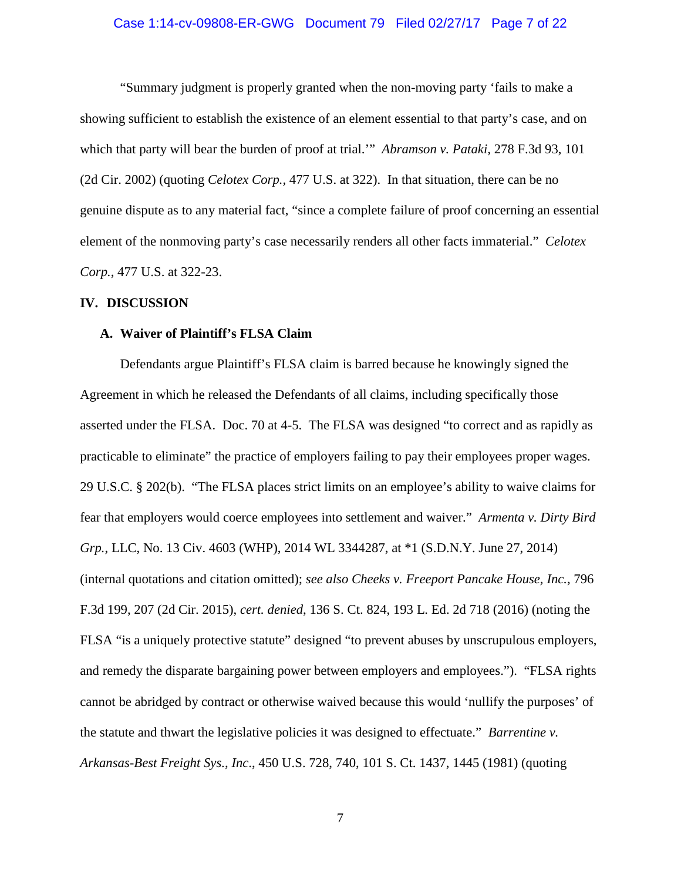"Summary judgment is properly granted when the non-moving party 'fails to make a showing sufficient to establish the existence of an element essential to that party's case, and on which that party will bear the burden of proof at trial.'" *Abramson v. Pataki*, 278 F.3d 93, 101 (2d Cir. 2002) (quoting *Celotex Corp.*, 477 U.S. at 322). In that situation, there can be no genuine dispute as to any material fact, "since a complete failure of proof concerning an essential element of the nonmoving party's case necessarily renders all other facts immaterial." *Celotex Corp.*, 477 U.S. at 322-23.

## IV. DISCUSSION

### A. Waiver of Plaintiff's FLSA Claim

Defendants argue Plaintiff's FLSA claim is barred because he knowingly signed the Agreement in which he released the Defendants of all claims, including specifically those asserted under the FLSA. Doc. 70 at 4-5. The FLSA was designed "to correct and as rapidly as practicable to eliminate" the practice of employers failing to pay their employees proper wages. 29 U.S.C. § 202(b). "The FLSA places strict limits on an employee's ability to waive claims for fear that employers would coerce employees into settlement and waiver." *Armenta v. Dirty Bird Grp.*, LLC, No. 13 Civ. 4603 (WHP), 2014 WL 3344287, at *1 (S.D.N.Y. June 27, 2014) (internal quotations and citation omitted); *see also Cheeks v. Freeport Pancake House, Inc.*, 796 F.3d 199, 207 (2d Cir. 2015), *cert. denied*, 136 S. Ct. 824, 193 L. Ed. 2d 718 (2016) (noting the FLSA "is a uniquely protective statute" designed "to prevent abuses by unscrupulous employers, and remedy the disparate bargaining power between employers and employees."). "FLSA rights cannot be abridged by contract or otherwise waived because this would 'nullify the purposes' of the statute and thwart the legislative policies it was designed to effectuate." *Barrentine v. Arkansas-Best Freight Sys., Inc.*, 450 U.S. 728, 740, 101 S. Ct. 1437, 1445 (1981) (quoting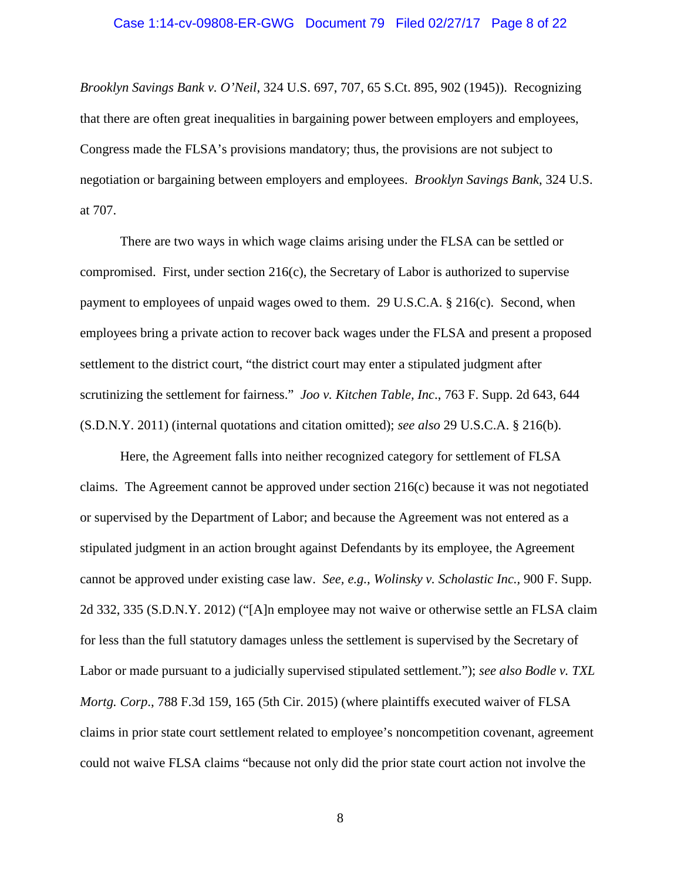*Brooklyn Savings Bank v. O'Neil*, 324 U.S. 697, 707, 65 S.Ct. 895, 902 (1945)). Recognizing that there are often great inequalities in bargaining power between employers and employees, Congress made the FLSA's provisions mandatory; thus, the provisions are not subject to negotiation or bargaining between employers and employees. *Brooklyn Savings Bank*, 324 U.S. at 707.

There are two ways in which wage claims arising under the FLSA can be settled or compromised. First, under section 216(c), the Secretary of Labor is authorized to supervise payment to employees of unpaid wages owed to them. 29 U.S.C.A. § 216(c). Second, when employees bring a private action to recover back wages under the FLSA and present a proposed settlement to the district court, "the district court may enter a stipulated judgment after scrutinizing the settlement for fairness." *Joo v. Kitchen Table, Inc*., 763 F. Supp. 2d 643, 644 (S.D.N.Y. 2011) (internal quotations and citation omitted); *see also* 29 U.S.C.A. § 216(b).

Here, the Agreement falls into neither recognized category for settlement of FLSA claims. The Agreement cannot be approved under section 216(c) because it was not negotiated or supervised by the Department of Labor; and because the Agreement was not entered as a stipulated judgment in an action brought against Defendants by its employee, the Agreement cannot be approved under existing case law. *See, e.g., Wolinsky v. Scholastic Inc.,* 900 F. Supp. 2d 332, 335 (S.D.N.Y. 2012) ("[A]n employee may not waive or otherwise settle an FLSA claim for less than the full statutory damages unless the settlement is supervised by the Secretary of Labor or made pursuant to a judicially supervised stipulated settlement."); *see also Bodle v. TXL Mortg. Corp*., 788 F.3d 159, 165 (5th Cir. 2015) (where plaintiffs executed waiver of FLSA claims in prior state court settlement related to employee's noncompetition covenant, agreement could not waive FLSA claims "because not only did the prior state court action not involve the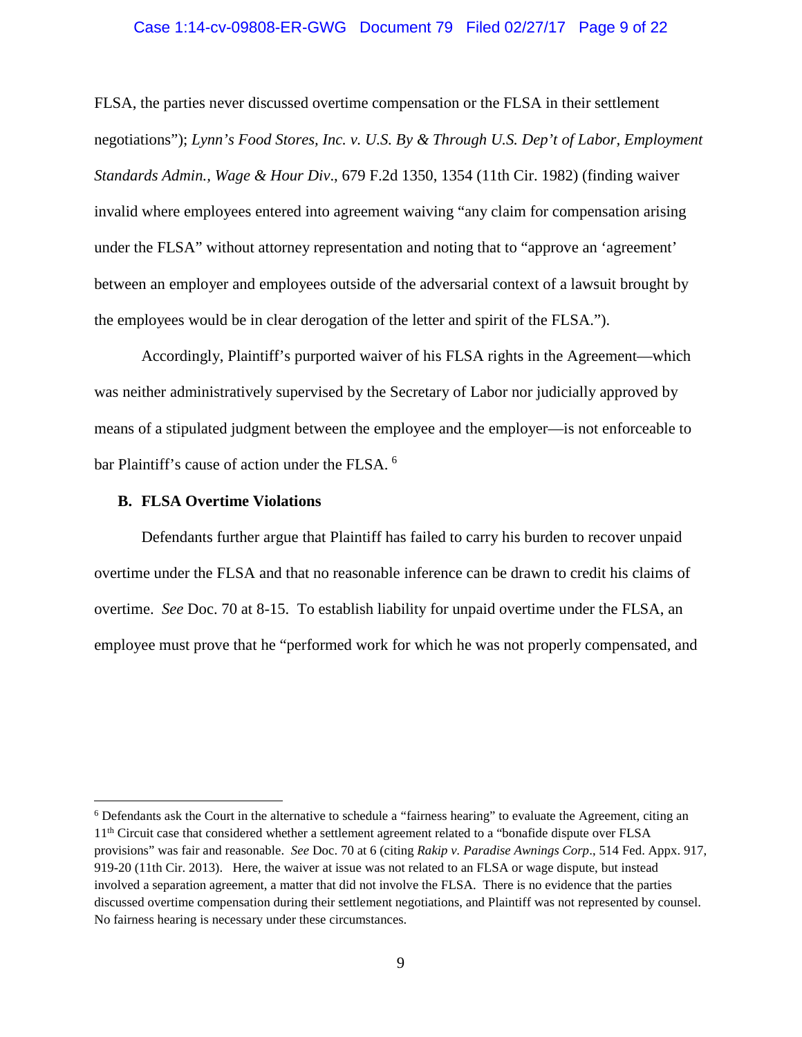FLSA, the parties never discussed overtime compensation or the FLSA in their settlement negotiations"); *Lynn's Food Stores, Inc. v. U.S. By & Through U.S. Dep't of Labor, Employment Standards Admin., Wage & Hour Div*., 679 F.2d 1350, 1354 (11th Cir. 1982) (finding waiver invalid where employees entered into agreement waiving "any claim for compensation arising under the FLSA" without attorney representation and noting that to "approve an 'agreement' between an employer and employees outside of the adversarial context of a lawsuit brought by the employees would be in clear derogation of the letter and spirit of the FLSA.").

Accordingly, Plaintiff's purported waiver of his FLSA rights in the Agreement—which was neither administratively supervised by the Secretary of Labor nor judicially approved by means of a stipulated judgment between the employee and the employer—is not enforceable to bar Plaintiff's cause of action under the FLSA. [6]

**B. FLSA Overtime Violations**

Defendants further argue that Plaintiff has failed to carry his burden to recover unpaid overtime under the FLSA and that no reasonable inference can be drawn to credit his claims of overtime. *See* Doc. 70 at 8-15. To establish liability for unpaid overtime under the FLSA, an employee must prove that he "performed work for which he was not properly compensated, and

---

[6] Defendants ask the Court in the alternative to schedule a "fairness hearing" to evaluate the Agreement, citing an 11th Circuit case that considered whether a settlement agreement related to a "bonafide dispute over FLSA provisions" was fair and reasonable. *See* Doc. 70 at 6 (citing *Rakip v. Paradise Awnings Corp*., 514 Fed. Appx. 917, 919-20 (11th Cir. 2013). Here, the waiver at issue was not related to an FLSA or wage dispute, but instead involved a separation agreement, a matter that did not involve the FLSA. There is no evidence that the parties discussed overtime compensation during their settlement negotiations, and Plaintiff was not represented by counsel. No fairness hearing is necessary under these circumstances.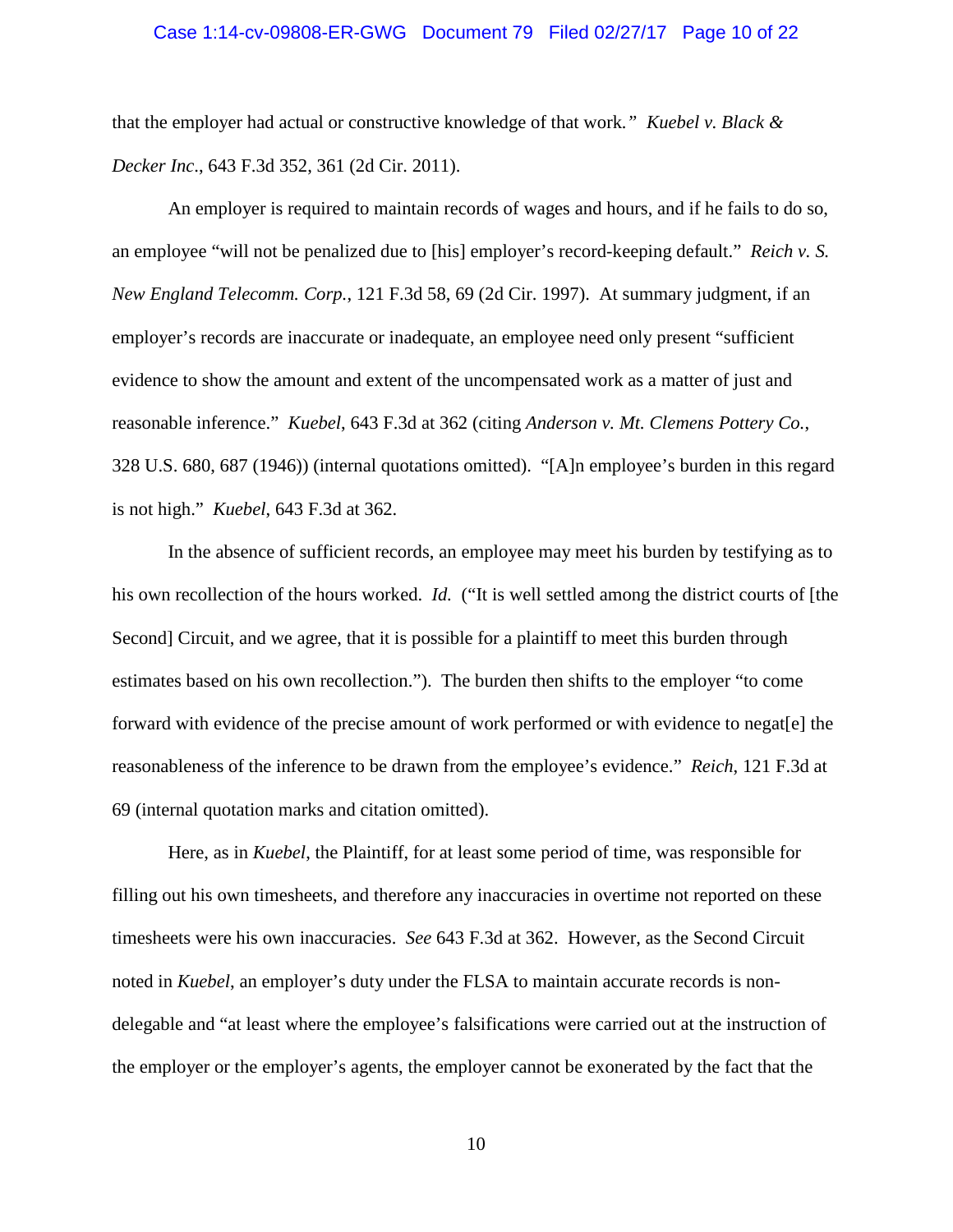that the employer had actual or constructive knowledge of that work." *Kuebel v. Black & Decker Inc.*, 643 F.3d 352, 361 (2d Cir. 2011).

An employer is required to maintain records of wages and hours, and if he fails to do so, an employee "will not be penalized due to [his] employer's record-keeping default." *Reich v. S. New England Telecomm. Corp.*, 121 F.3d 58, 69 (2d Cir. 1997). At summary judgment, if an employer's records are inaccurate or inadequate, an employee need only present "sufficient evidence to show the amount and extent of the uncompensated work as a matter of just and reasonable inference." *Kuebel*, 643 F.3d at 362 (citing *Anderson v. Mt. Clemens Pottery Co.*, 328 U.S. 680, 687 (1946)) (internal quotations omitted). "[A]n employee's burden in this regard is not high." *Kuebel*, 643 F.3d at 362.

In the absence of sufficient records, an employee may meet his burden by testifying as to his own recollection of the hours worked. *Id.* ("It is well settled among the district courts of [the Second] Circuit, and we agree, that it is possible for a plaintiff to meet this burden through estimates based on his own recollection."). The burden then shifts to the employer "to come forward with evidence of the precise amount of work performed or with evidence to negat[e] the reasonableness of the inference to be drawn from the employee's evidence." *Reich*, 121 F.3d at 69 (internal quotation marks and citation omitted).

Here, as in *Kuebel*, the Plaintiff, for at least some period of time, was responsible for filling out his own timesheets, and therefore any inaccuracies in overtime not reported on these timesheets were his own inaccuracies. *See* 643 F.3d at 362. However, as the Second Circuit noted in *Kuebel*, an employer's duty under the FLSA to maintain accurate records is non-delegable and "at least where the employee's falsifications were carried out at the instruction of the employer or the employer's agents, the employer cannot be exonerated by the fact that the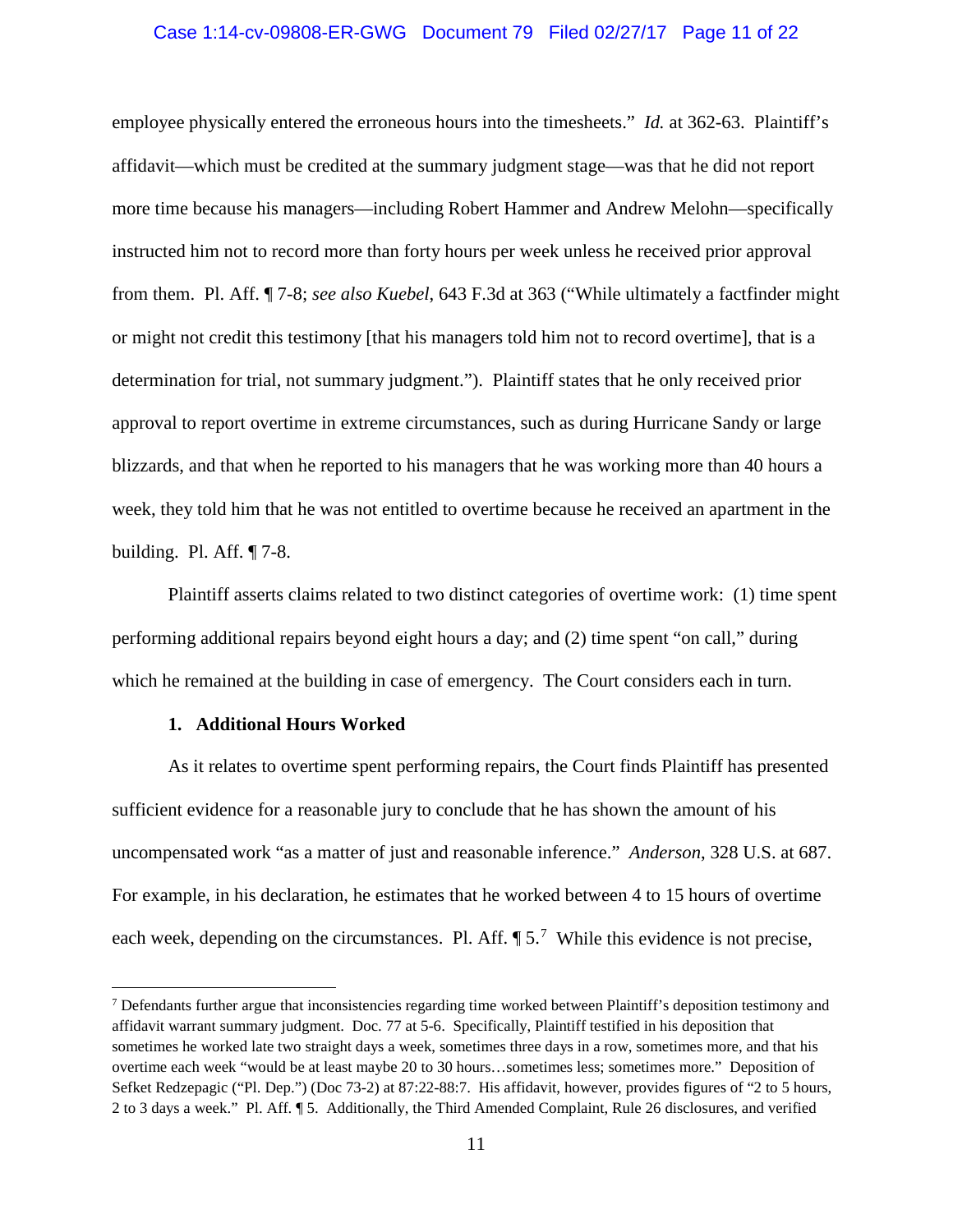employee physically entered the erroneous hours into the timesheets." *Id.* at 362-63. Plaintiff's affidavit—which must be credited at the summary judgment stage—was that he did not report more time because his managers—including Robert Hammer and Andrew Melohn—specifically instructed him not to record more than forty hours per week unless he received prior approval from them. Pl. Aff. ¶ 7-8; *see also Kuebel*, 643 F.3d at 363 ("While ultimately a factfinder might or might not credit this testimony [that his managers told him not to record overtime], that is a determination for trial, not summary judgment."). Plaintiff states that he only received prior approval to report overtime in extreme circumstances, such as during Hurricane Sandy or large blizzards, and that when he reported to his managers that he was working more than 40 hours a week, they told him that he was not entitled to overtime because he received an apartment in the building. Pl. Aff. ¶ 7-8.

Plaintiff asserts claims related to two distinct categories of overtime work: (1) time spent performing additional repairs beyond eight hours a day; and (2) time spent "on call," during which he remained at the building in case of emergency. The Court considers each in turn.

**1. Additional Hours Worked**

As it relates to overtime spent performing repairs, the Court finds Plaintiff has presented sufficient evidence for a reasonable jury to conclude that he has shown the amount of his uncompensated work "as a matter of just and reasonable inference." *Anderson*, 328 U.S. at 687. For example, in his declaration, he estimates that he worked between 4 to 15 hours of overtime each week, depending on the circumstances. Pl. Aff. ¶ 5.[7] While this evidence is not precise,

---

[7] Defendants further argue that inconsistencies regarding time worked between Plaintiff's deposition testimony and affidavit warrant summary judgment. Doc. 77 at 5-6. Specifically, Plaintiff testified in his deposition that sometimes he worked late two straight days a week, sometimes three days in a row, sometimes more, and that his overtime each week "would be at least maybe 20 to 30 hours…sometimes less; sometimes more." Deposition of Sefket Redzepagic ("Pl. Dep.") (Doc 73-2) at 87:22-88:7. His affidavit, however, provides figures of "2 to 5 hours, 2 to 3 days a week." Pl. Aff. ¶ 5. Additionally, the Third Amended Complaint, Rule 26 disclosures, and verified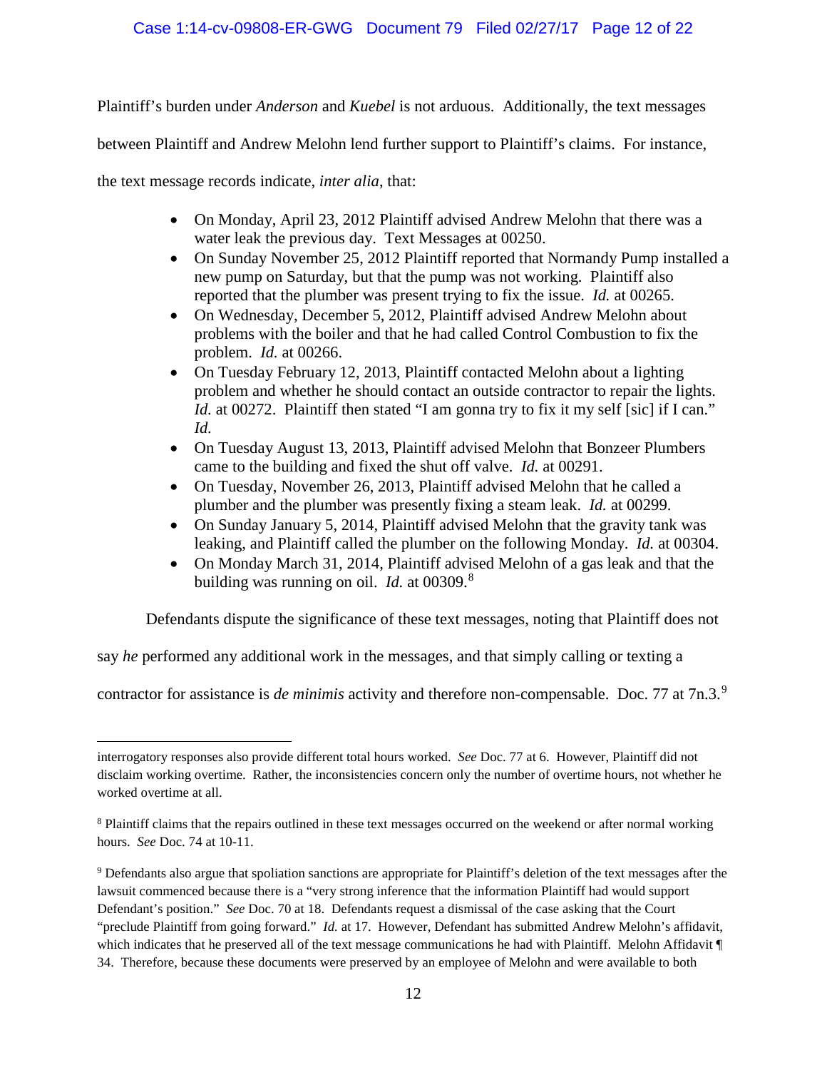Plaintiff's burden under *Anderson* and *Kuebel* is not arduous. Additionally, the text messages between Plaintiff and Andrew Melohn lend further support to Plaintiff's claims. For instance, the text message records indicate, *inter alia*, that:

- On Monday, April 23, 2012 Plaintiff advised Andrew Melohn that there was a water leak the previous day. Text Messages at 00250.
- On Sunday November 25, 2012 Plaintiff reported that Normandy Pump installed a new pump on Saturday, but that the pump was not working. Plaintiff also reported that the plumber was present trying to fix the issue. *Id.* at 00265.
- On Wednesday, December 5, 2012, Plaintiff advised Andrew Melohn about problems with the boiler and that he had called Control Combustion to fix the problem. *Id.* at 00266.
- On Tuesday February 12, 2013, Plaintiff contacted Melohn about a lighting problem and whether he should contact an outside contractor to repair the lights. *Id.* at 00272. Plaintiff then stated "I am gonna try to fix it my self [sic] if I can." *Id.*
- On Tuesday August 13, 2013, Plaintiff advised Melohn that Bonzeer Plumbers came to the building and fixed the shut off valve. *Id.* at 00291.
- On Tuesday, November 26, 2013, Plaintiff advised Melohn that he called a plumber and the plumber was presently fixing a steam leak. *Id.* at 00299.
- On Sunday January 5, 2014, Plaintiff advised Melohn that the gravity tank was leaking, and Plaintiff called the plumber on the following Monday. *Id.* at 00304.
- On Monday March 31, 2014, Plaintiff advised Melohn of a gas leak and that the building was running on oil. *Id.* at 00309.[8]

Defendants dispute the significance of these text messages, noting that Plaintiff does not say *he* performed any additional work in the messages, and that simply calling or texting a contractor for assistance is *de minimis* activity and therefore non-compensable. Doc. 77 at 7n.3.[9]

---

interrogatory responses also provide different total hours worked. *See* Doc. 77 at 6. However, Plaintiff did not disclaim working overtime. Rather, the inconsistencies concern only the number of overtime hours, not whether he worked overtime at all.

[8] Plaintiff claims that the repairs outlined in these text messages occurred on the weekend or after normal working hours. *See* Doc. 74 at 10-11.

[9] Defendants also argue that spoliation sanctions are appropriate for Plaintiff's deletion of the text messages after the lawsuit commenced because there is a "very strong inference that the information Plaintiff had would support Defendant's position." *See* Doc. 70 at 18. Defendants request a dismissal of the case asking that the Court "preclude Plaintiff from going forward." *Id.* at 17. However, Defendant has submitted Andrew Melohn's affidavit, which indicates that he preserved all of the text message communications he had with Plaintiff. Melohn Affidavit ¶ 34. Therefore, because these documents were preserved by an employee of Melohn and were available to both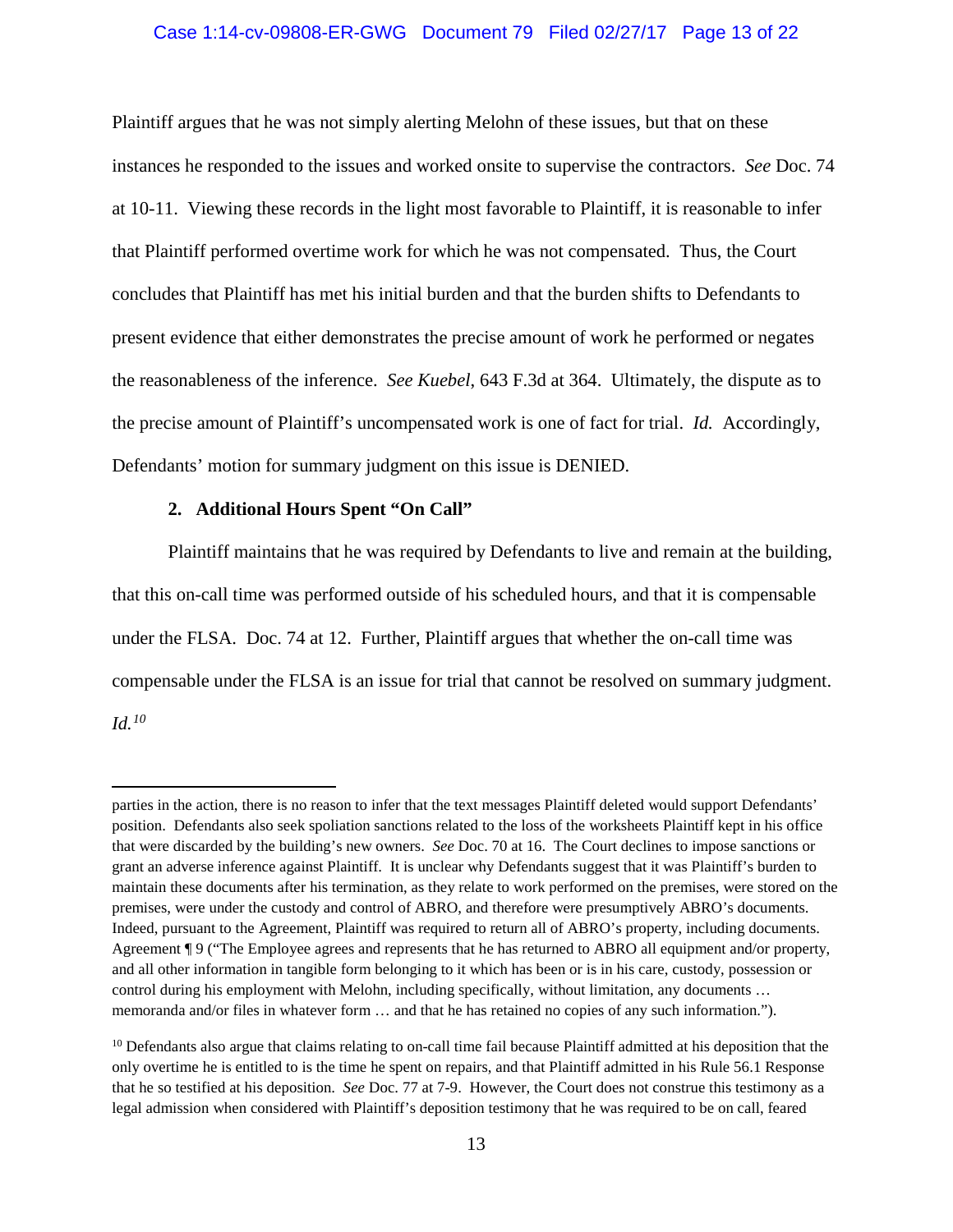Plaintiff argues that he was not simply alerting Melohn of these issues, but that on these instances he responded to the issues and worked onsite to supervise the contractors. *See* Doc. 74 at 10-11. Viewing these records in the light most favorable to Plaintiff, it is reasonable to infer that Plaintiff performed overtime work for which he was not compensated. Thus, the Court concludes that Plaintiff has met his initial burden and that the burden shifts to Defendants to present evidence that either demonstrates the precise amount of work he performed or negates the reasonableness of the inference. *See Kuebel*, 643 F.3d at 364. Ultimately, the dispute as to the precise amount of Plaintiff's uncompensated work is one of fact for trial. *Id.* Accordingly, Defendants' motion for summary judgment on this issue is DENIED.

**2. Additional Hours Spent "On Call"**

Plaintiff maintains that he was required by Defendants to live and remain at the building, that this on-call time was performed outside of his scheduled hours, and that it is compensable under the FLSA. Doc. 74 at 12. Further, Plaintiff argues that whether the on-call time was compensable under the FLSA is an issue for trial that cannot be resolved on summary judgment. *Id.*[10]

---

parties in the action, there is no reason to infer that the text messages Plaintiff deleted would support Defendants' position. Defendants also seek spoliation sanctions related to the loss of the worksheets Plaintiff kept in his office that were discarded by the building's new owners. *See* Doc. 70 at 16. The Court declines to impose sanctions or grant an adverse inference against Plaintiff. It is unclear why Defendants suggest that it was Plaintiff's burden to maintain these documents after his termination, as they relate to work performed on the premises, were stored on the premises, were under the custody and control of ABRO, and therefore were presumptively ABRO's documents. Indeed, pursuant to the Agreement, Plaintiff was required to return all of ABRO's property, including documents. Agreement ¶ 9 ("The Employee agrees and represents that he has returned to ABRO all equipment and/or property, and all other information in tangible form belonging to it which has been or is in his care, custody, possession or control during his employment with Melohn, including specifically, without limitation, any documents … memoranda and/or files in whatever form … and that he has retained no copies of any such information.").

[10] Defendants also argue that claims relating to on-call time fail because Plaintiff admitted at his deposition that the only overtime he is entitled to is the time he spent on repairs, and that Plaintiff admitted in his Rule 56.1 Response that he so testified at his deposition. *See* Doc. 77 at 7-9. However, the Court does not construe this testimony as a legal admission when considered with Plaintiff's deposition testimony that he was required to be on call, feared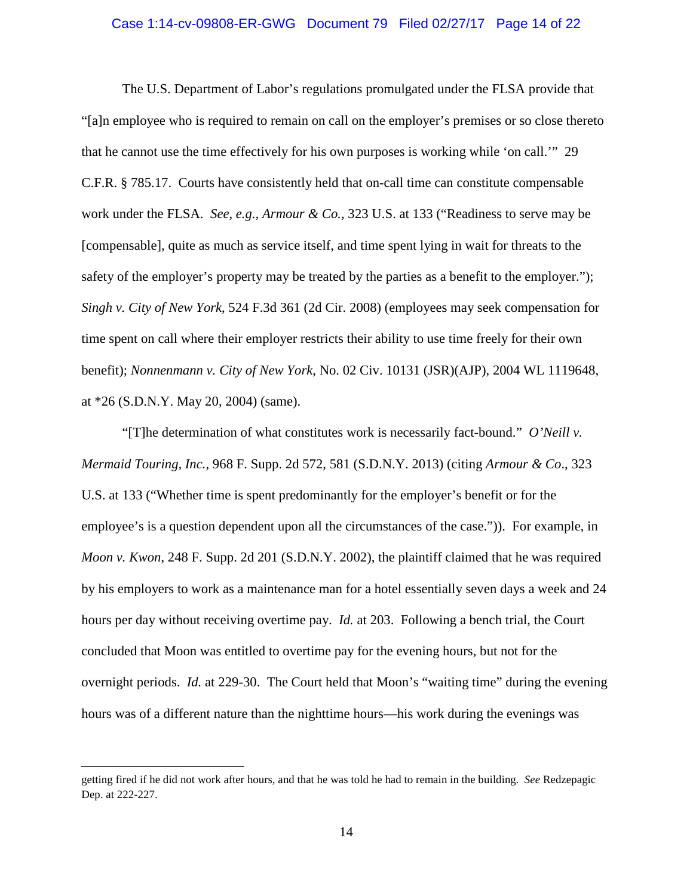The U.S. Department of Labor's regulations promulgated under the FLSA provide that "[a]n employee who is required to remain on call on the employer's premises or so close thereto that he cannot use the time effectively for his own purposes is working while 'on call.'" 29 C.F.R. § 785.17. Courts have consistently held that on-call time can constitute compensable work under the FLSA. *See, e.g.*, *Armour & Co.*, 323 U.S. at 133 ("Readiness to serve may be [compensable], quite as much as service itself, and time spent lying in wait for threats to the safety of the employer's property may be treated by the parties as a benefit to the employer."); *Singh v. City of New York*, 524 F.3d 361 (2d Cir. 2008) (employees may seek compensation for time spent on call where their employer restricts their ability to use time freely for their own benefit); *Nonnenmann v. City of New York*, No. 02 Civ. 10131 (JSR)(AJP), 2004 WL 1119648, at *26 (S.D.N.Y. May 20, 2004) (same).

"[T]he determination of what constitutes work is necessarily fact-bound." *O'Neill v. Mermaid Touring, Inc.*, 968 F. Supp. 2d 572, 581 (S.D.N.Y. 2013) (citing *Armour & Co*., 323 U.S. at 133 ("Whether time is spent predominantly for the employer's benefit or for the employee's is a question dependent upon all the circumstances of the case.")). For example, in *Moon v. Kwon*, 248 F. Supp. 2d 201 (S.D.N.Y. 2002), the plaintiff claimed that he was required by his employers to work as a maintenance man for a hotel essentially seven days a week and 24 hours per day without receiving overtime pay. *Id.* at 203. Following a bench trial, the Court concluded that Moon was entitled to overtime pay for the evening hours, but not for the overnight periods. *Id.* at 229-30. The Court held that Moon's "waiting time" during the evening hours was of a different nature than the nighttime hours—his work during the evenings was

---

getting fired if he did not work after hours, and that he was told he had to remain in the building. *See* Redzepagic Dep. at 222-227.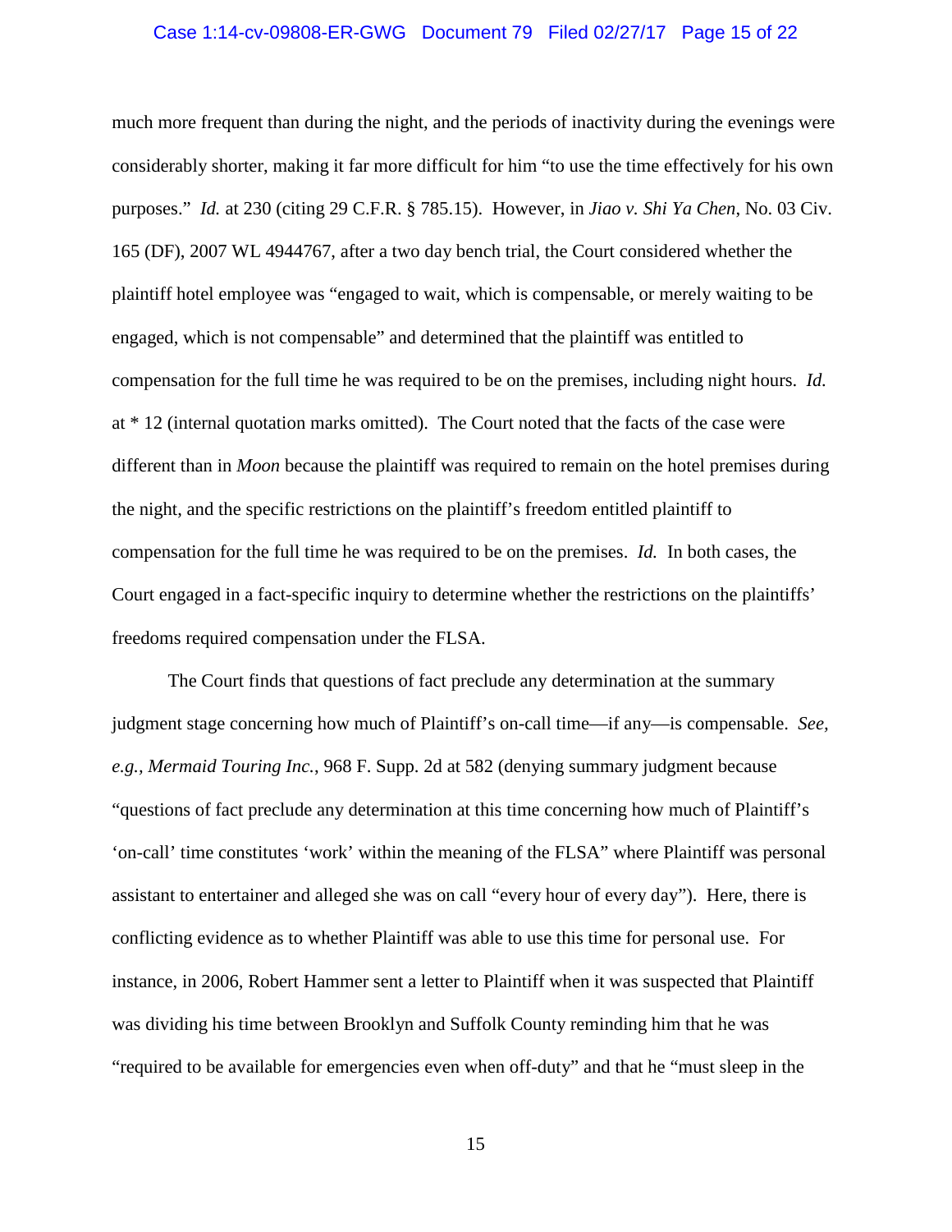much more frequent than during the night, and the periods of inactivity during the evenings were considerably shorter, making it far more difficult for him "to use the time effectively for his own purposes." *Id.* at 230 (citing 29 C.F.R. § 785.15). However, in *Jiao v. Shi Ya Chen*, No. 03 Civ. 165 (DF), 2007 WL 4944767, after a two day bench trial, the Court considered whether the plaintiff hotel employee was "engaged to wait, which is compensable, or merely waiting to be engaged, which is not compensable" and determined that the plaintiff was entitled to compensation for the full time he was required to be on the premises, including night hours. *Id.* at * 12 (internal quotation marks omitted). The Court noted that the facts of the case were different than in *Moon* because the plaintiff was required to remain on the hotel premises during the night, and the specific restrictions on the plaintiff's freedom entitled plaintiff to compensation for the full time he was required to be on the premises. *Id.* In both cases, the Court engaged in a fact-specific inquiry to determine whether the restrictions on the plaintiffs' freedoms required compensation under the FLSA.

The Court finds that questions of fact preclude any determination at the summary judgment stage concerning how much of Plaintiff's on-call time—if any—is compensable. *See, e.g., Mermaid Touring Inc.*, 968 F. Supp. 2d at 582 (denying summary judgment because "questions of fact preclude any determination at this time concerning how much of Plaintiff's 'on-call' time constitutes 'work' within the meaning of the FLSA" where Plaintiff was personal assistant to entertainer and alleged she was on call "every hour of every day"). Here, there is conflicting evidence as to whether Plaintiff was able to use this time for personal use. For instance, in 2006, Robert Hammer sent a letter to Plaintiff when it was suspected that Plaintiff was dividing his time between Brooklyn and Suffolk County reminding him that he was "required to be available for emergencies even when off-duty" and that he "must sleep in the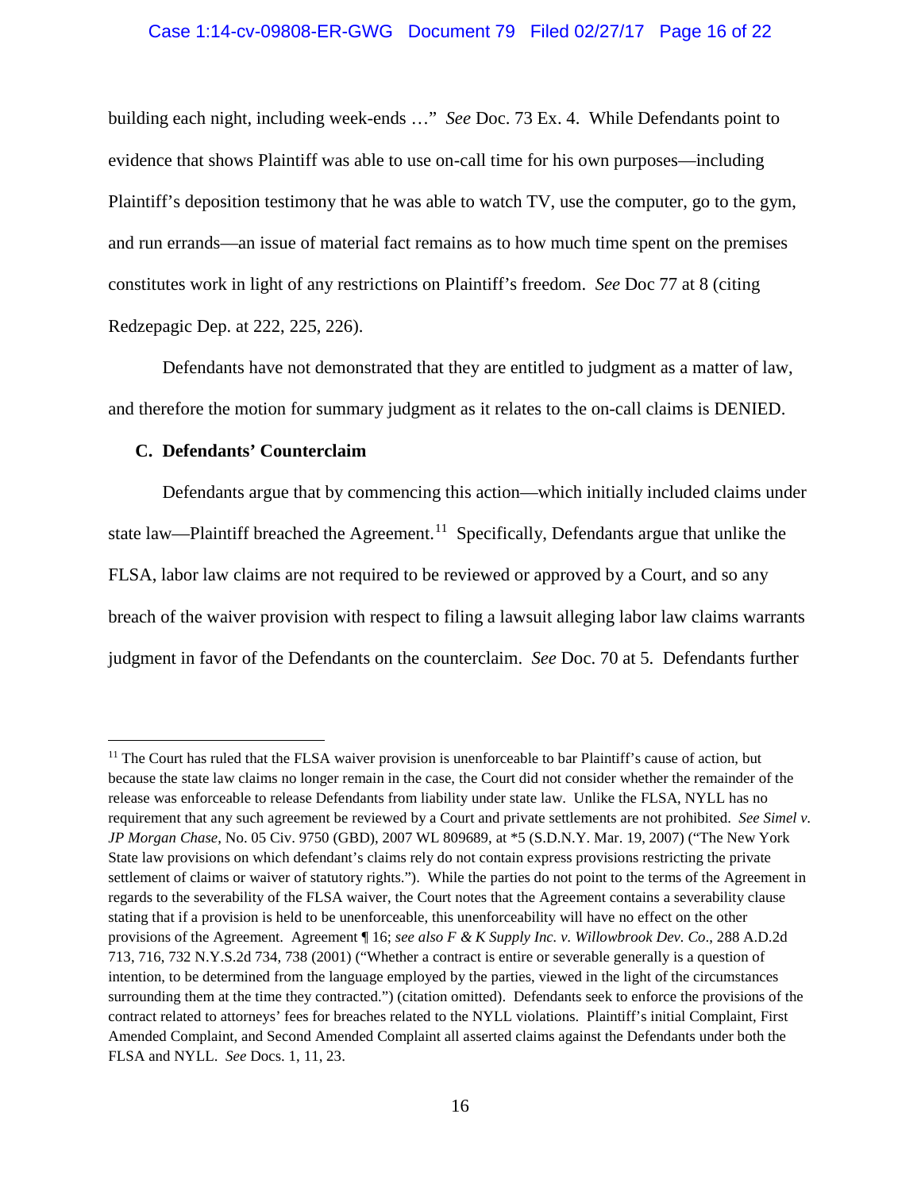building each night, including week-ends …" *See* Doc. 73 Ex. 4. While Defendants point to evidence that shows Plaintiff was able to use on-call time for his own purposes—including Plaintiff's deposition testimony that he was able to watch TV, use the computer, go to the gym, and run errands—an issue of material fact remains as to how much time spent on the premises constitutes work in light of any restrictions on Plaintiff's freedom. *See* Doc 77 at 8 (citing Redzepagic Dep. at 222, 225, 226).

Defendants have not demonstrated that they are entitled to judgment as a matter of law, and therefore the motion for summary judgment as it relates to the on-call claims is DENIED.

### C. Defendants' Counterclaim

Defendants argue that by commencing this action—which initially included claims under state law—Plaintiff breached the Agreement.[11] Specifically, Defendants argue that unlike the FLSA, labor law claims are not required to be reviewed or approved by a Court, and so any breach of the waiver provision with respect to filing a lawsuit alleging labor law claims warrants judgment in favor of the Defendants on the counterclaim. *See* Doc. 70 at 5. Defendants further

---

[11] The Court has ruled that the FLSA waiver provision is unenforceable to bar Plaintiff's cause of action, but because the state law claims no longer remain in the case, the Court did not consider whether the remainder of the release was enforceable to release Defendants from liability under state law. Unlike the FLSA, NYLL has no requirement that any such agreement be reviewed by a Court and private settlements are not prohibited. *See Simel v. JP Morgan Chase*, No. 05 Civ. 9750 (GBD), 2007 WL 809689, at *5 (S.D.N.Y. Mar. 19, 2007) ("The New York State law provisions on which defendant's claims rely do not contain express provisions restricting the private settlement of claims or waiver of statutory rights."). While the parties do not point to the terms of the Agreement in regards to the severability of the FLSA waiver, the Court notes that the Agreement contains a severability clause stating that if a provision is held to be unenforceable, this unenforceability will have no effect on the other provisions of the Agreement. Agreement ¶ 16; *see also F & K Supply Inc. v. Willowbrook Dev. Co*., 288 A.D.2d 713, 716, 732 N.Y.S.2d 734, 738 (2001) ("Whether a contract is entire or severable generally is a question of intention, to be determined from the language employed by the parties, viewed in the light of the circumstances surrounding them at the time they contracted.") (citation omitted). Defendants seek to enforce the provisions of the contract related to attorneys' fees for breaches related to the NYLL violations. Plaintiff's initial Complaint, First Amended Complaint, and Second Amended Complaint all asserted claims against the Defendants under both the FLSA and NYLL. *See* Docs. 1, 11, 23.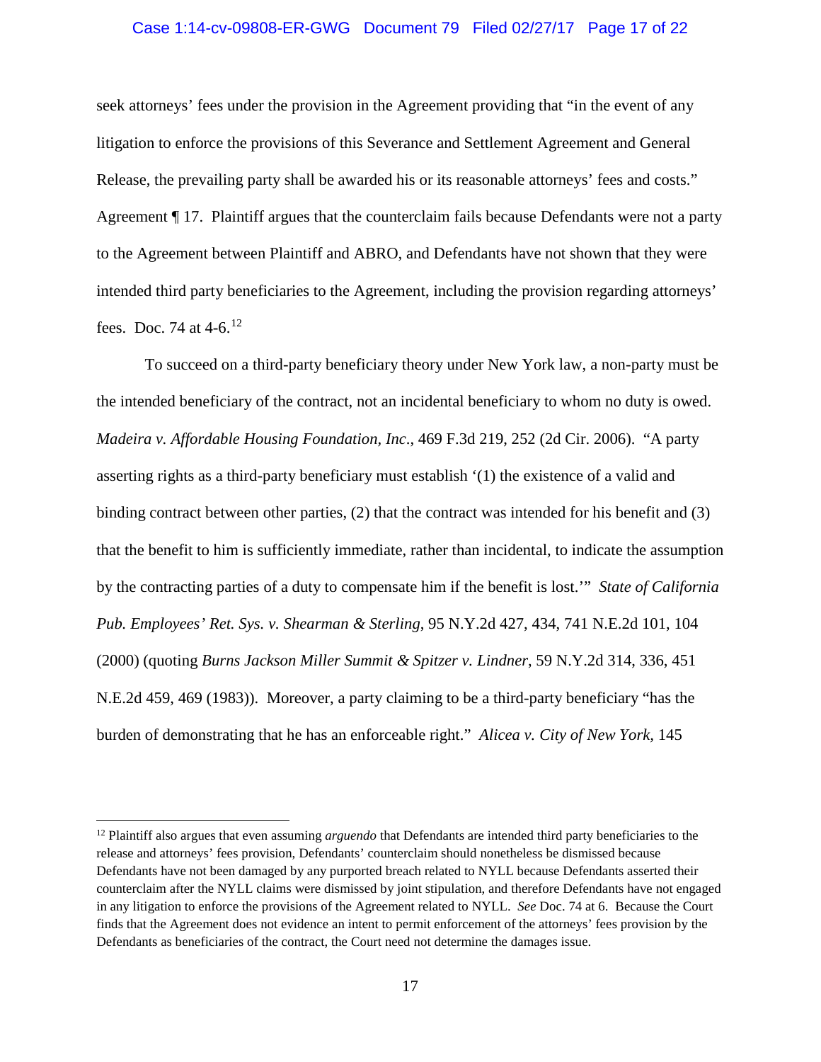seek attorneys' fees under the provision in the Agreement providing that "in the event of any litigation to enforce the provisions of this Severance and Settlement Agreement and General Release, the prevailing party shall be awarded his or its reasonable attorneys' fees and costs." Agreement ¶ 17. Plaintiff argues that the counterclaim fails because Defendants were not a party to the Agreement between Plaintiff and ABRO, and Defendants have not shown that they were intended third party beneficiaries to the Agreement, including the provision regarding attorneys' fees. Doc. 74 at 4-6.[12]

To succeed on a third-party beneficiary theory under New York law, a non-party must be the intended beneficiary of the contract, not an incidental beneficiary to whom no duty is owed. *Madeira v. Affordable Housing Foundation, Inc*., 469 F.3d 219, 252 (2d Cir. 2006). "A party asserting rights as a third-party beneficiary must establish '(1) the existence of a valid and binding contract between other parties, (2) that the contract was intended for his benefit and (3) that the benefit to him is sufficiently immediate, rather than incidental, to indicate the assumption by the contracting parties of a duty to compensate him if the benefit is lost.'" *State of California Pub. Employees' Ret. Sys. v. Shearman & Sterling*, 95 N.Y.2d 427, 434, 741 N.E.2d 101, 104 (2000) (quoting *Burns Jackson Miller Summit & Spitzer v. Lindner*, 59 N.Y.2d 314, 336, 451 N.E.2d 459, 469 (1983)). Moreover, a party claiming to be a third-party beneficiary "has the burden of demonstrating that he has an enforceable right." *Alicea v. City of New York*, 145

---

[12] Plaintiff also argues that even assuming *arguendo* that Defendants are intended third party beneficiaries to the release and attorneys' fees provision, Defendants' counterclaim should nonetheless be dismissed because Defendants have not been damaged by any purported breach related to NYLL because Defendants asserted their counterclaim after the NYLL claims were dismissed by joint stipulation, and therefore Defendants have not engaged in any litigation to enforce the provisions of the Agreement related to NYLL. *See* Doc. 74 at 6. Because the Court finds that the Agreement does not evidence an intent to permit enforcement of the attorneys' fees provision by the Defendants as beneficiaries of the contract, the Court need not determine the damages issue.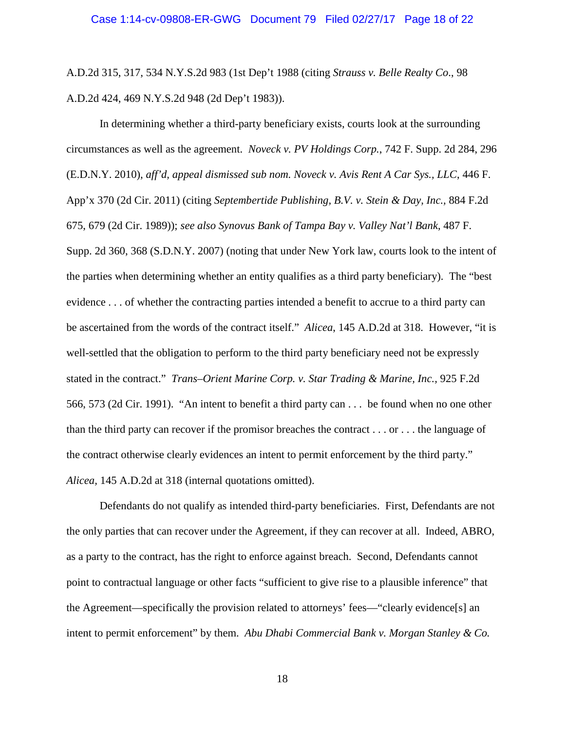A.D.2d 315, 317, 534 N.Y.S.2d 983 (1st Dep't 1988 (citing *Strauss v. Belle Realty Co.*, 98 A.D.2d 424, 469 N.Y.S.2d 948 (2d Dep't 1983)).

In determining whether a third-party beneficiary exists, courts look at the surrounding circumstances as well as the agreement. *Noveck v. PV Holdings Corp.*, 742 F. Supp. 2d 284, 296 (E.D.N.Y. 2010), *aff'd, appeal dismissed sub nom. Noveck v. Avis Rent A Car Sys., LLC*, 446 F. App'x 370 (2d Cir. 2011) (citing *Septembertide Publishing, B.V. v. Stein & Day, Inc.*, 884 F.2d 675, 679 (2d Cir. 1989)); *see also Synovus Bank of Tampa Bay v. Valley Nat'l Bank*, 487 F. Supp. 2d 360, 368 (S.D.N.Y. 2007) (noting that under New York law, courts look to the intent of the parties when determining whether an entity qualifies as a third party beneficiary). The "best evidence . . . of whether the contracting parties intended a benefit to accrue to a third party can be ascertained from the words of the contract itself." *Alicea*, 145 A.D.2d at 318. However, "it is well-settled that the obligation to perform to the third party beneficiary need not be expressly stated in the contract." *Trans–Orient Marine Corp. v. Star Trading & Marine, Inc.*, 925 F.2d 566, 573 (2d Cir. 1991). "An intent to benefit a third party can . . . be found when no one other than the third party can recover if the promisor breaches the contract . . . or . . . the language of the contract otherwise clearly evidences an intent to permit enforcement by the third party." *Alicea*, 145 A.D.2d at 318 (internal quotations omitted).

Defendants do not qualify as intended third-party beneficiaries. First, Defendants are not the only parties that can recover under the Agreement, if they can recover at all. Indeed, ABRO, as a party to the contract, has the right to enforce against breach. Second, Defendants cannot point to contractual language or other facts "sufficient to give rise to a plausible inference" that the Agreement—specifically the provision related to attorneys' fees—"clearly evidence[s] an intent to permit enforcement" by them. *Abu Dhabi Commercial Bank v. Morgan Stanley & Co.*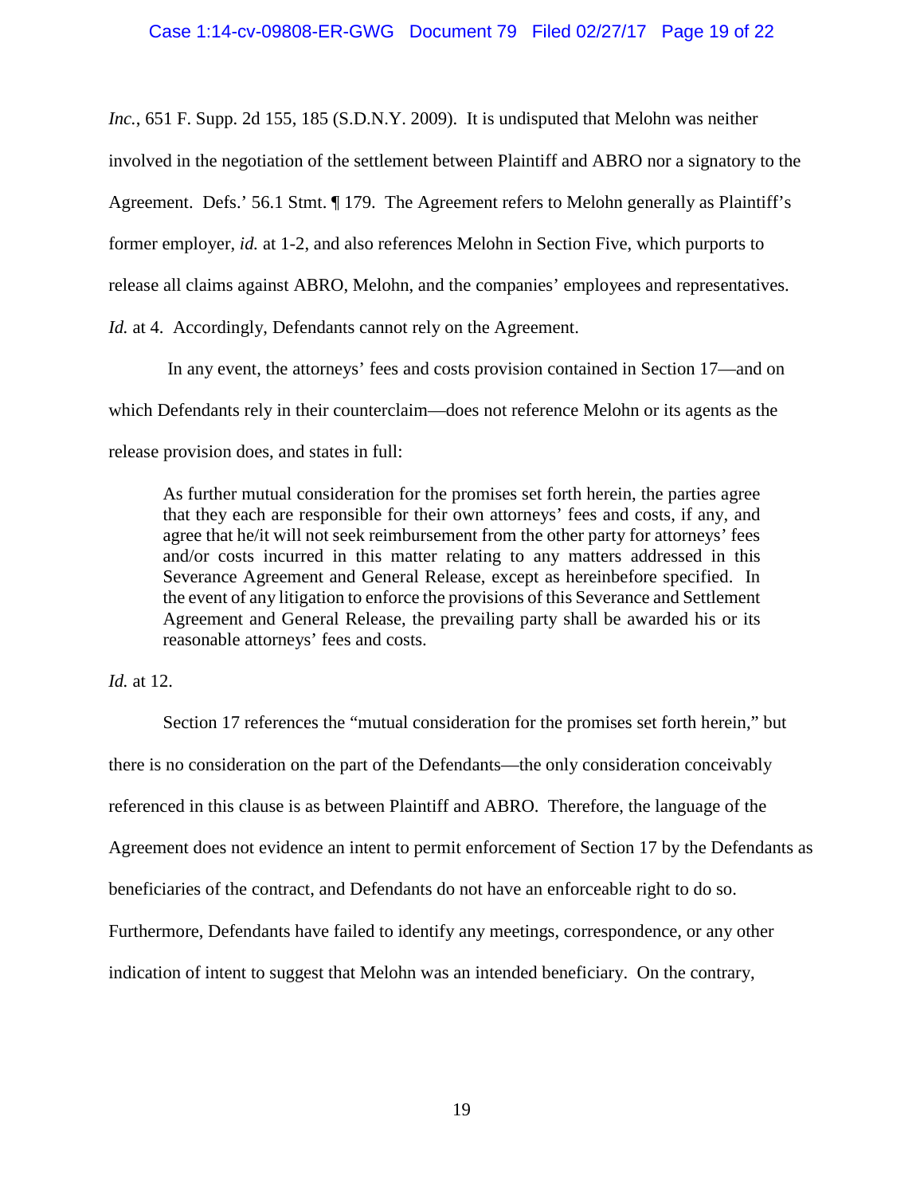*Inc.*, 651 F. Supp. 2d 155, 185 (S.D.N.Y. 2009). It is undisputed that Melohn was neither involved in the negotiation of the settlement between Plaintiff and ABRO nor a signatory to the Agreement. Defs.' 56.1 Stmt. ¶ 179. The Agreement refers to Melohn generally as Plaintiff's former employer, *id.* at 1-2, and also references Melohn in Section Five, which purports to release all claims against ABRO, Melohn, and the companies' employees and representatives. *Id.* at 4. Accordingly, Defendants cannot rely on the Agreement.

In any event, the attorneys' fees and costs provision contained in Section 17—and on which Defendants rely in their counterclaim—does not reference Melohn or its agents as the release provision does, and states in full:

> As further mutual consideration for the promises set forth herein, the parties agree that they each are responsible for their own attorneys' fees and costs, if any, and agree that he/it will not seek reimbursement from the other party for attorneys' fees and/or costs incurred in this matter relating to any matters addressed in this Severance Agreement and General Release, except as hereinbefore specified. In the event of any litigation to enforce the provisions of this Severance and Settlement Agreement and General Release, the prevailing party shall be awarded his or its reasonable attorneys' fees and costs.

*Id.* at 12.

Section 17 references the "mutual consideration for the promises set forth herein," but there is no consideration on the part of the Defendants—the only consideration conceivably referenced in this clause is as between Plaintiff and ABRO. Therefore, the language of the Agreement does not evidence an intent to permit enforcement of Section 17 by the Defendants as beneficiaries of the contract, and Defendants do not have an enforceable right to do so. Furthermore, Defendants have failed to identify any meetings, correspondence, or any other indication of intent to suggest that Melohn was an intended beneficiary. On the contrary,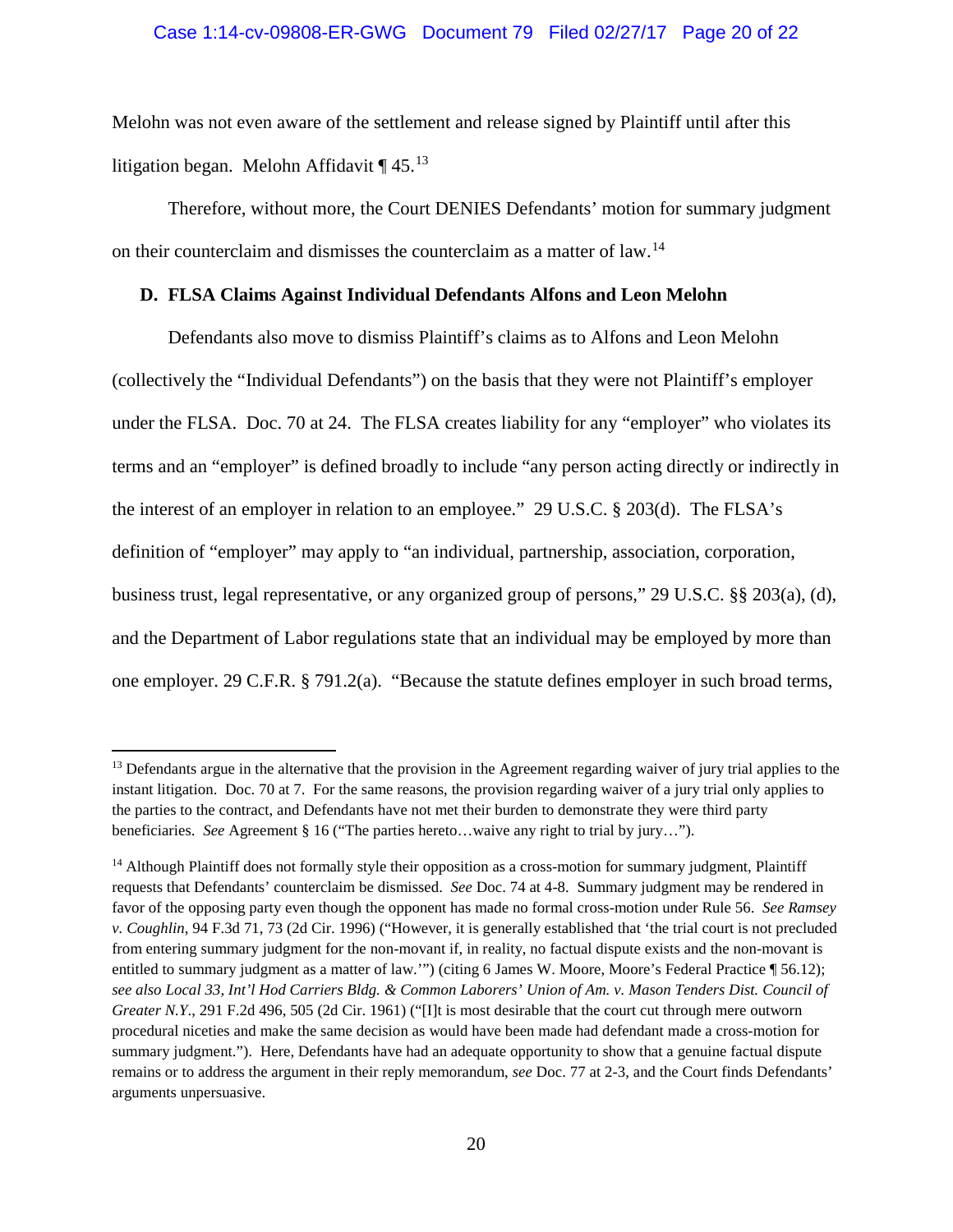Melohn was not even aware of the settlement and release signed by Plaintiff until after this litigation began. Melohn Affidavit ¶ 45.[13]

Therefore, without more, the Court DENIES Defendants' motion for summary judgment on their counterclaim and dismisses the counterclaim as a matter of law.[14]

**D. FLSA Claims Against Individual Defendants Alfons and Leon Melohn**

Defendants also move to dismiss Plaintiff's claims as to Alfons and Leon Melohn (collectively the "Individual Defendants") on the basis that they were not Plaintiff's employer under the FLSA. Doc. 70 at 24. The FLSA creates liability for any "employer" who violates its terms and an "employer" is defined broadly to include "any person acting directly or indirectly in the interest of an employer in relation to an employee." 29 U.S.C. § 203(d). The FLSA's definition of "employer" may apply to "an individual, partnership, association, corporation, business trust, legal representative, or any organized group of persons," 29 U.S.C. §§ 203(a), (d), and the Department of Labor regulations state that an individual may be employed by more than one employer. 29 C.F.R. § 791.2(a). "Because the statute defines employer in such broad terms,

---

[13] Defendants argue in the alternative that the provision in the Agreement regarding waiver of jury trial applies to the instant litigation. Doc. 70 at 7. For the same reasons, the provision regarding waiver of a jury trial only applies to the parties to the contract, and Defendants have not met their burden to demonstrate they were third party beneficiaries. *See* Agreement § 16 ("The parties hereto…waive any right to trial by jury…").

[14] Although Plaintiff does not formally style their opposition as a cross-motion for summary judgment, Plaintiff requests that Defendants' counterclaim be dismissed. *See* Doc. 74 at 4-8. Summary judgment may be rendered in favor of the opposing party even though the opponent has made no formal cross-motion under Rule 56. *See Ramsey v. Coughlin*, 94 F.3d 71, 73 (2d Cir. 1996) ("However, it is generally established that 'the trial court is not precluded from entering summary judgment for the non-movant if, in reality, no factual dispute exists and the non-movant is entitled to summary judgment as a matter of law.'") (citing 6 James W. Moore, Moore's Federal Practice ¶ 56.12); *see also Local 33, Int'l Hod Carriers Bldg. & Common Laborers' Union of Am. v. Mason Tenders Dist. Council of Greater N.Y.*, 291 F.2d 496, 505 (2d Cir. 1961) ("[I]t is most desirable that the court cut through mere outworn procedural niceties and make the same decision as would have been made had defendant made a cross-motion for summary judgment."). Here, Defendants have had an adequate opportunity to show that a genuine factual dispute remains or to address the argument in their reply memorandum, *see* Doc. 77 at 2-3, and the Court finds Defendants' arguments unpersuasive.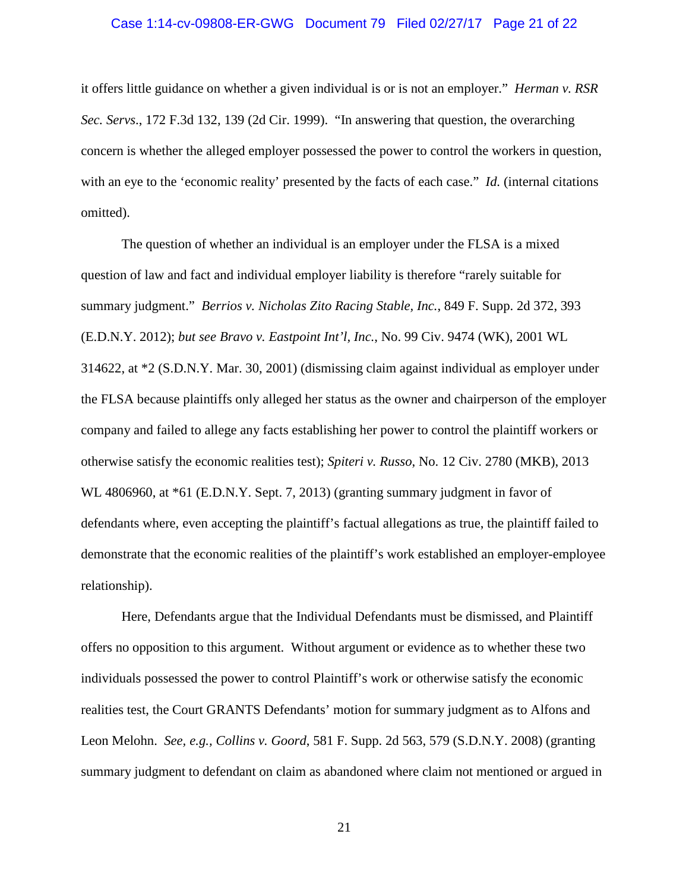it offers little guidance on whether a given individual is or is not an employer." *Herman v. RSR Sec. Servs*., 172 F.3d 132, 139 (2d Cir. 1999). "In answering that question, the overarching concern is whether the alleged employer possessed the power to control the workers in question, with an eye to the 'economic reality' presented by the facts of each case." *Id.* (internal citations omitted).

The question of whether an individual is an employer under the FLSA is a mixed question of law and fact and individual employer liability is therefore "rarely suitable for summary judgment." *Berrios v. Nicholas Zito Racing Stable, Inc.*, 849 F. Supp. 2d 372, 393 (E.D.N.Y. 2012); *but see Bravo v. Eastpoint Int'l, Inc.*, No. 99 Civ. 9474 (WK), 2001 WL 314622, at *2 (S.D.N.Y. Mar. 30, 2001) (dismissing claim against individual as employer under the FLSA because plaintiffs only alleged her status as the owner and chairperson of the employer company and failed to allege any facts establishing her power to control the plaintiff workers or otherwise satisfy the economic realities test); *Spiteri v. Russo*, No. 12 Civ. 2780 (MKB), 2013 WL 4806960, at *61 (E.D.N.Y. Sept. 7, 2013) (granting summary judgment in favor of defendants where, even accepting the plaintiff's factual allegations as true, the plaintiff failed to demonstrate that the economic realities of the plaintiff's work established an employer-employee relationship).

Here, Defendants argue that the Individual Defendants must be dismissed, and Plaintiff offers no opposition to this argument. Without argument or evidence as to whether these two individuals possessed the power to control Plaintiff's work or otherwise satisfy the economic realities test, the Court GRANTS Defendants' motion for summary judgment as to Alfons and Leon Melohn. *See, e.g.*, *Collins v. Goord*, 581 F. Supp. 2d 563, 579 (S.D.N.Y. 2008) (granting summary judgment to defendant on claim as abandoned where claim not mentioned or argued in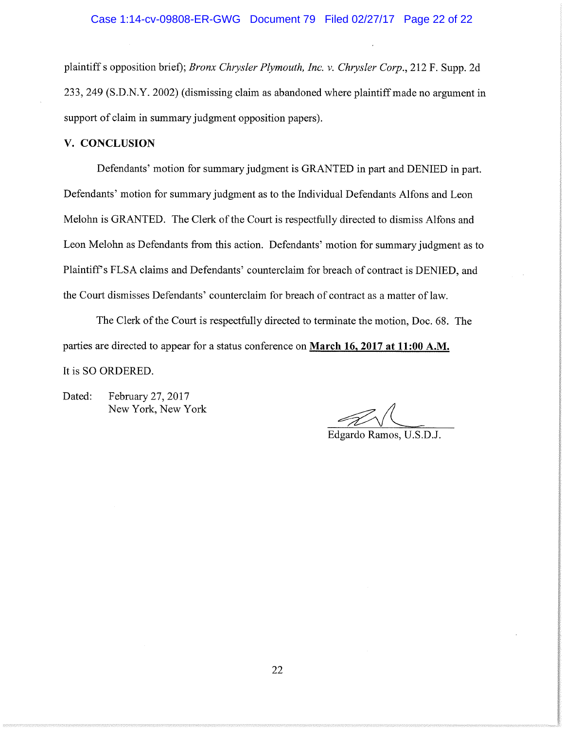plaintiff s opposition brief); *Bronx Chrysler Plymouth, Inc. v. Chrysler Corp.*, 212 F. Supp. 2d 233, 249 (S.D.N.Y. 2002) (dismissing claim as abandoned where plaintiff made no argument in support of claim in summary judgment opposition papers).

## V. CONCLUSION

Defendants' motion for summary judgment is GRANTED in part and DENIED in part. Defendants' motion for summary judgment as to the Individual Defendants Alfons and Leon Melohn is GRANTED. The Clerk of the Court is respectfully directed to dismiss Alfons and Leon Melohn as Defendants from this action. Defendants' motion for summary judgment as to Plaintiff's FLSA claims and Defendants' counterclaim for breach of contract is DENIED, and the Court dismisses Defendants' counterclaim for breach of contract as a matter of law.

The Clerk of the Court is respectfully directed to terminate the motion, Doc. 68. The parties are directed to appear for a status conference on **March 16, 2017 at 11:00 A.M.**

It is SO ORDERED.

Dated: February 27, 2017
New York, New York

Edgardo Ramos, U.S.D.J.